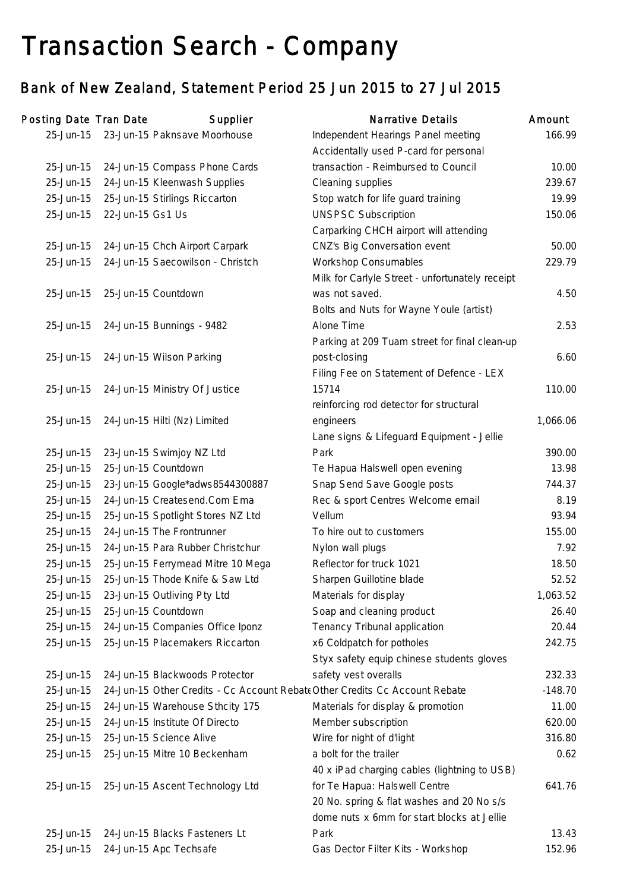# Transaction Search - Company

## Bank of New Zealand, Statement Period 25 Jun 2015 to 27 Jul 2015

| Posting Date | Tran Date | Supplier | Narrative Details | Amount |
|---|---|---|---|---|
| 25-Jun-15 | 23-Jun-15 | Paknsave Moorhouse | Independent Hearings Panel meeting | 166.99 |
| 25-Jun-15 | 24-Jun-15 | Compass Phone Cards | Accidentally used P-card for personal transaction - Reimbursed to Council | 10.00 |
| 25-Jun-15 | 24-Jun-15 | Kleenwash Supplies | Cleaning supplies | 239.67 |
| 25-Jun-15 | 25-Jun-15 | Stirlings Riccarton | Stop watch for life guard training | 19.99 |
| 25-Jun-15 | 22-Jun-15 | Gs1 Us | UNSPSC Subscription | 150.06 |
| 25-Jun-15 | 24-Jun-15 | Chch Airport Carpark | Carparking CHCH airport will attending CNZ's Big Conversation event | 50.00 |
| 25-Jun-15 | 24-Jun-15 | Saecowilson - Christch | Workshop Consumables | 229.79 |
| 25-Jun-15 | 25-Jun-15 | Countdown | Milk for Carlyle Street - unfortunately receipt was not saved. | 4.50 |
| 25-Jun-15 | 24-Jun-15 | Bunnings - 9482 | Bolts and Nuts for Wayne Youle (artist) Alone Time | 2.53 |
| 25-Jun-15 | 24-Jun-15 | Wilson Parking | Parking at 209 Tuam street for final clean-up post-closing | 6.60 |
| 25-Jun-15 | 24-Jun-15 | Ministry Of Justice | Filing Fee on Statement of Defence - LEX 15714 | 110.00 |
| 25-Jun-15 | 24-Jun-15 | Hilti (Nz) Limited | reinforcing rod detector for structural engineers | 1,066.06 |
| 25-Jun-15 | 23-Jun-15 | Swimjoy NZ Ltd | Lane signs & Lifeguard Equipment - Jellie Park | 390.00 |
| 25-Jun-15 | 25-Jun-15 | Countdown | Te Hapua Halswell open evening | 13.98 |
| 25-Jun-15 | 23-Jun-15 | Google*adws8544300887 | Snap Send Save Google posts | 744.37 |
| 25-Jun-15 | 24-Jun-15 | Createsend.Com Ema | Rec & sport Centres Welcome email | 8.19 |
| 25-Jun-15 | 25-Jun-15 | Spotlight Stores NZ Ltd | Vellum | 93.94 |
| 25-Jun-15 | 24-Jun-15 | The Frontrunner | To hire out to customers | 155.00 |
| 25-Jun-15 | 24-Jun-15 | Para Rubber Christchur | Nylon wall plugs | 7.92 |
| 25-Jun-15 | 25-Jun-15 | Ferrymead Mitre 10 Mega | Reflector for truck 1021 | 18.50 |
| 25-Jun-15 | 25-Jun-15 | Thode Knife & Saw Ltd | Sharpen Guillotine blade | 52.52 |
| 25-Jun-15 | 23-Jun-15 | Outliving Pty Ltd | Materials for display | 1,063.52 |
| 25-Jun-15 | 25-Jun-15 | Countdown | Soap and cleaning product | 26.40 |
| 25-Jun-15 | 24-Jun-15 | Companies Office Iponz | Tenancy Tribunal application | 20.44 |
| 25-Jun-15 | 25-Jun-15 | Placemakers Riccarton | x6 Coldpatch for potholes | 242.75 |
| 25-Jun-15 | 24-Jun-15 | Blackwoods Protector | Styx safety equip chinese students gloves safety vest overalls | 232.33 |
| 25-Jun-15 | 24-Jun-15 | Other Credits - Cc Account Rebate | Other Credits Cc Account Rebate | -148.70 |
| 25-Jun-15 | 24-Jun-15 | Warehouse Sthcity 175 | Materials for display & promotion | 11.00 |
| 25-Jun-15 | 24-Jun-15 | Institute Of Directo | Member subscription | 620.00 |
| 25-Jun-15 | 25-Jun-15 | Science Alive | Wire for night of d'light | 316.80 |
| 25-Jun-15 | 25-Jun-15 | Mitre 10 Beckenham | a bolt for the trailer | 0.62 |
| 25-Jun-15 | 25-Jun-15 | Ascent Technology Ltd | 40 x iPad charging cables (lightning to USB) for Te Hapua: Halswell Centre | 641.76 |
| 25-Jun-15 | 24-Jun-15 | Blacks Fasteners Lt | 20 No. spring & flat washes and 20 No s/s dome nuts x 6mm for start blocks at Jellie Park | 13.43 |
| 25-Jun-15 | 24-Jun-15 | Apc Techsafe | Gas Dector Filter Kits - Workshop | 152.96 |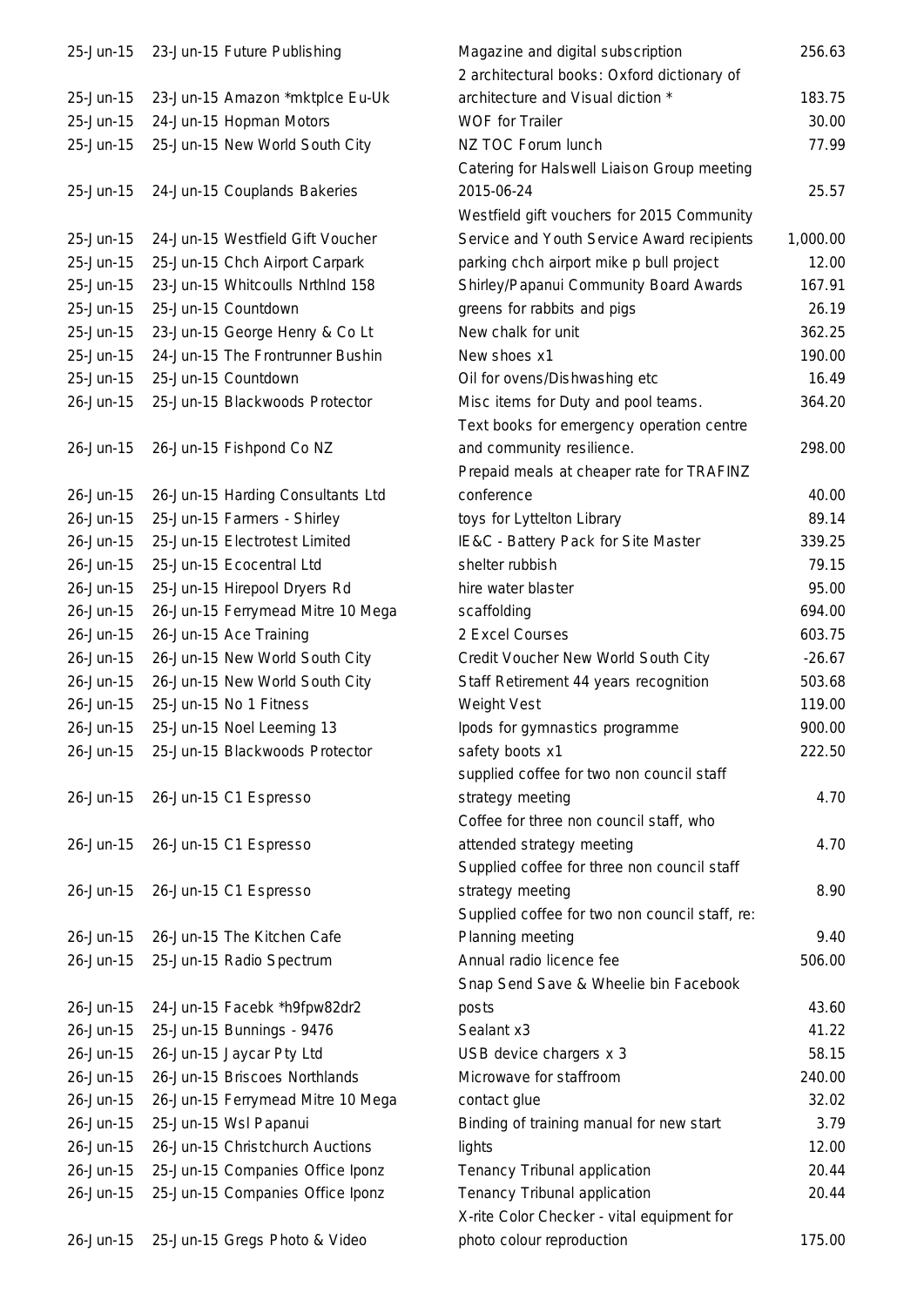| | | | | |
|---|---|---|---|---|
| 25-Jun-15 | 23-Jun-15 | Future Publishing | Magazine and digital subscription | 256.63 |
| 25-Jun-15 | 23-Jun-15 | Amazon *mktplce Eu-Uk | 2 architectural books: Oxford dictionary of architecture and Visual diction * | 183.75 |
| 25-Jun-15 | 24-Jun-15 | Hopman Motors | WOF for Trailer | 30.00 |
| 25-Jun-15 | 25-Jun-15 | New World South City | NZ TOC Forum lunch | 77.99 |
| 25-Jun-15 | 24-Jun-15 | Couplands Bakeries | Catering for Halswell Liaison Group meeting 2015-06-24 | 25.57 |
| 25-Jun-15 | 24-Jun-15 | Westfield Gift Voucher | Westfield gift vouchers for 2015 Community Service and Youth Service Award recipients | 1,000.00 |
| 25-Jun-15 | 25-Jun-15 | Chch Airport Carpark | parking chch airport mike p bull project | 12.00 |
| 25-Jun-15 | 23-Jun-15 | Whitcoulls Nrthlnd 158 | Shirley/Papanui Community Board Awards | 167.91 |
| 25-Jun-15 | 25-Jun-15 | Countdown | greens for rabbits and pigs | 26.19 |
| 25-Jun-15 | 23-Jun-15 | George Henry & Co Lt | New chalk for unit | 362.25 |
| 25-Jun-15 | 24-Jun-15 | The Frontrunner Bushin | New shoes x1 | 190.00 |
| 25-Jun-15 | 25-Jun-15 | Countdown | Oil for ovens/Dishwashing etc | 16.49 |
| 26-Jun-15 | 25-Jun-15 | Blackwoods Protector | Misc items for Duty and pool teams. | 364.20 |
| 26-Jun-15 | 26-Jun-15 | Fishpond Co NZ | Text books for emergency operation centre and community resilience. | 298.00 |
| 26-Jun-15 | 26-Jun-15 | Harding Consultants Ltd | Prepaid meals at cheaper rate for TRAFINZ conference | 40.00 |
| 26-Jun-15 | 25-Jun-15 | Farmers - Shirley | toys for Lyttelton Library | 89.14 |
| 26-Jun-15 | 25-Jun-15 | Electrotest Limited | IE&C - Battery Pack for Site Master | 339.25 |
| 26-Jun-15 | 25-Jun-15 | Ecocentral Ltd | shelter rubbish | 79.15 |
| 26-Jun-15 | 25-Jun-15 | Hirepool Dryers Rd | hire water blaster | 95.00 |
| 26-Jun-15 | 26-Jun-15 | Ferrymead Mitre 10 Mega | scaffolding | 694.00 |
| 26-Jun-15 | 26-Jun-15 | Ace Training | 2 Excel Courses | 603.75 |
| 26-Jun-15 | 26-Jun-15 | New World South City | Credit Voucher New World South City | -26.67 |
| 26-Jun-15 | 26-Jun-15 | New World South City | Staff Retirement 44 years recognition | 503.68 |
| 26-Jun-15 | 25-Jun-15 | No 1 Fitness | Weight Vest | 119.00 |
| 26-Jun-15 | 25-Jun-15 | Noel Leeming 13 | Ipods for gymnastics programme | 900.00 |
| 26-Jun-15 | 25-Jun-15 | Blackwoods Protector | safety boots x1 | 222.50 |
| 26-Jun-15 | 26-Jun-15 | C1 Espresso | supplied coffee for two non council staff strategy meeting | 4.70 |
| 26-Jun-15 | 26-Jun-15 | C1 Espresso | Coffee for three non council staff, who attended strategy meeting | 4.70 |
| 26-Jun-15 | 26-Jun-15 | C1 Espresso | Supplied coffee for three non council staff strategy meeting | 8.90 |
| 26-Jun-15 | 26-Jun-15 | The Kitchen Cafe | Supplied coffee for two non council staff, re: Planning meeting | 9.40 |
| 26-Jun-15 | 25-Jun-15 | Radio Spectrum | Annual radio licence fee | 506.00 |
| 26-Jun-15 | 24-Jun-15 | Facebk *h9fpw82dr2 | Snap Send Save & Wheelie bin Facebook posts | 43.60 |
| 26-Jun-15 | 25-Jun-15 | Bunnings - 9476 | Sealant x3 | 41.22 |
| 26-Jun-15 | 26-Jun-15 | Jaycar Pty Ltd | USB device chargers x 3 | 58.15 |
| 26-Jun-15 | 26-Jun-15 | Briscoes Northlands | Microwave for staffroom | 240.00 |
| 26-Jun-15 | 26-Jun-15 | Ferrymead Mitre 10 Mega | contact glue | 32.02 |
| 26-Jun-15 | 25-Jun-15 | Wsl Papanui | Binding of training manual for new start | 3.79 |
| 26-Jun-15 | 26-Jun-15 | Christchurch Auctions | lights | 12.00 |
| 26-Jun-15 | 25-Jun-15 | Companies Office Iponz | Tenancy Tribunal application | 20.44 |
| 26-Jun-15 | 25-Jun-15 | Companies Office Iponz | Tenancy Tribunal application | 20.44 |
| 26-Jun-15 | 25-Jun-15 | Gregs Photo & Video | X-rite Color Checker - vital equipment for photo colour reproduction | 175.00 |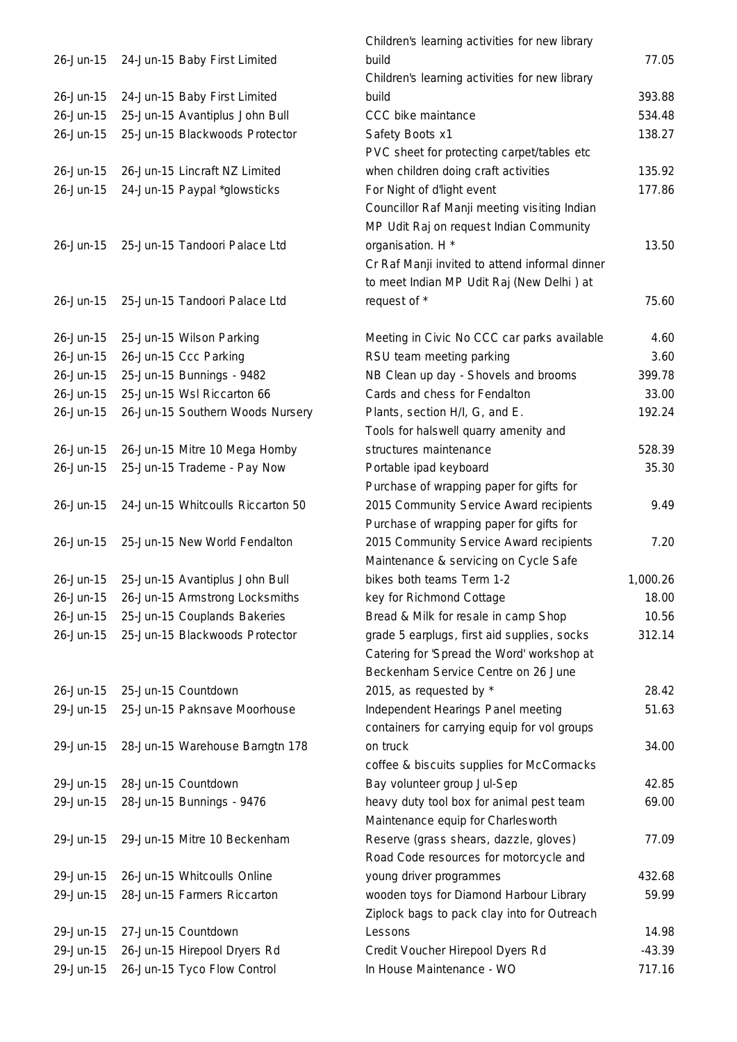| | | | |
|---|---|---|---|
| 26-Jun-15 | 24-Jun-15 Baby First Limited | Children's learning activities for new library build | 77.05 |
| 26-Jun-15 | 24-Jun-15 Baby First Limited | Children's learning activities for new library build | 393.88 |
| 26-Jun-15 | 25-Jun-15 Avantiplus John Bull | CCC bike maintance | 534.48 |
| 26-Jun-15 | 25-Jun-15 Blackwoods Protector | Safety Boots x1 | 138.27 |
| 26-Jun-15 | 26-Jun-15 Lincraft NZ Limited | PVC sheet for protecting carpet/tables etc when children doing craft activities | 135.92 |
| 26-Jun-15 | 24-Jun-15 Paypal *glowsticks | For Night of d'light event | 177.86 |
| 26-Jun-15 | 25-Jun-15 Tandoori Palace Ltd | Councillor Raf Manji meeting visiting Indian MP Udit Raj on request Indian Community organisation. H * | 13.50 |
| 26-Jun-15 | 25-Jun-15 Tandoori Palace Ltd | Cr Raf Manji invited to attend informal dinner to meet Indian MP Udit Raj (New Delhi ) at request of * | 75.60 |
| 26-Jun-15 | 25-Jun-15 Wilson Parking | Meeting in Civic No CCC car parks available | 4.60 |
| 26-Jun-15 | 26-Jun-15 Ccc Parking | RSU team meeting parking | 3.60 |
| 26-Jun-15 | 25-Jun-15 Bunnings - 9482 | NB Clean up day - Shovels and brooms | 399.78 |
| 26-Jun-15 | 25-Jun-15 Wsl Riccarton 66 | Cards and chess for Fendalton | 33.00 |
| 26-Jun-15 | 26-Jun-15 Southern Woods Nursery | Plants, section H/I, G, and E. | 192.24 |
| 26-Jun-15 | 26-Jun-15 Mitre 10 Mega Hornby | Tools for halswell quarry amenity and structures maintenance | 528.39 |
| 26-Jun-15 | 25-Jun-15 Trademe - Pay Now | Portable ipad keyboard | 35.30 |
| 26-Jun-15 | 24-Jun-15 Whitcoulls Riccarton 50 | Purchase of wrapping paper for gifts for 2015 Community Service Award recipients | 9.49 |
| 26-Jun-15 | 25-Jun-15 New World Fendalton | Purchase of wrapping paper for gifts for 2015 Community Service Award recipients | 7.20 |
| 26-Jun-15 | 25-Jun-15 Avantiplus John Bull | Maintenance & servicing on Cycle Safe bikes both teams Term 1-2 | 1,000.26 |
| 26-Jun-15 | 26-Jun-15 Armstrong Locksmiths | key for Richmond Cottage | 18.00 |
| 26-Jun-15 | 25-Jun-15 Couplands Bakeries | Bread & Milk for resale in camp Shop | 10.56 |
| 26-Jun-15 | 25-Jun-15 Blackwoods Protector | grade 5 earplugs, first aid supplies, socks | 312.14 |
| 26-Jun-15 | 25-Jun-15 Countdown | Catering for 'Spread the Word' workshop at Beckenham Service Centre on 26 June 2015, as requested by * | 28.42 |
| 29-Jun-15 | 25-Jun-15 Paknsave Moorhouse | Independent Hearings Panel meeting | 51.63 |
| 29-Jun-15 | 28-Jun-15 Warehouse Barngtn 178 | containers for carrying equip for vol groups on truck | 34.00 |
| 29-Jun-15 | 28-Jun-15 Countdown | coffee & biscuits supplies for McCormacks Bay volunteer group Jul-Sep | 42.85 |
| 29-Jun-15 | 28-Jun-15 Bunnings - 9476 | heavy duty tool box for animal pest team | 69.00 |
| 29-Jun-15 | 29-Jun-15 Mitre 10 Beckenham | Maintenance equip for Charlesworth Reserve (grass shears, dazzle, gloves) | 77.09 |
| 29-Jun-15 | 26-Jun-15 Whitcoulls Online | Road Code resources for motorcycle and young driver programmes | 432.68 |
| 29-Jun-15 | 28-Jun-15 Farmers Riccarton | wooden toys for Diamond Harbour Library | 59.99 |
| 29-Jun-15 | 27-Jun-15 Countdown | Ziplock bags to pack clay into for Outreach Lessons | 14.98 |
| 29-Jun-15 | 26-Jun-15 Hirepool Dryers Rd | Credit Voucher Hirepool Dyers Rd | -43.39 |
| 29-Jun-15 | 26-Jun-15 Tyco Flow Control | In House Maintenance - WO | 717.16 |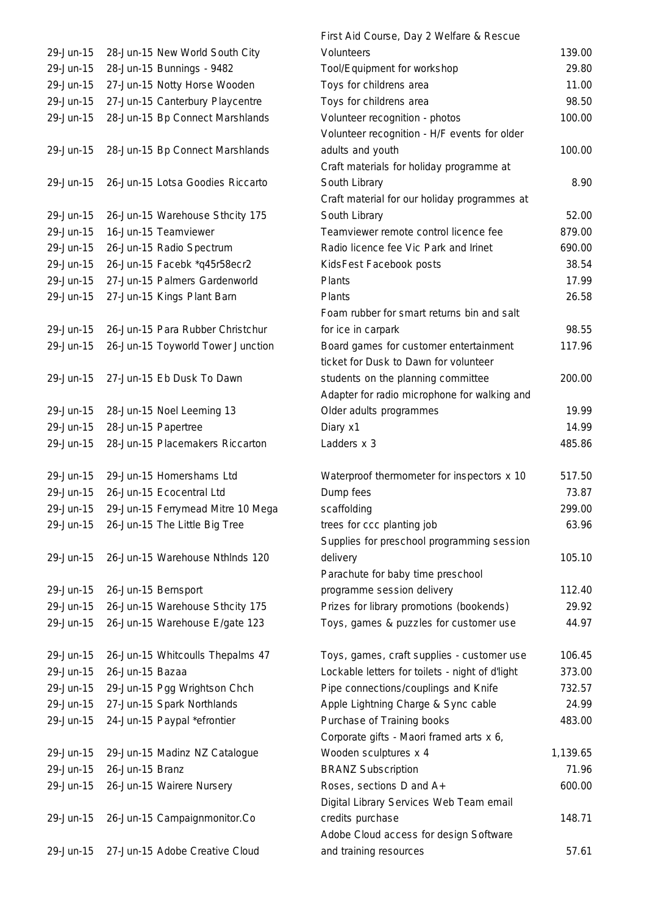| | | | |
|---|---|---|---|
| 29-Jun-15 | 28-Jun-15 New World South City | First Aid Course, Day 2 Welfare & Rescue Volunteers | 139.00 |
| 29-Jun-15 | 28-Jun-15 Bunnings - 9482 | Tool/Equipment for workshop | 29.80 |
| 29-Jun-15 | 27-Jun-15 Notty Horse Wooden | Toys for childrens area | 11.00 |
| 29-Jun-15 | 27-Jun-15 Canterbury Playcentre | Toys for childrens area | 98.50 |
| 29-Jun-15 | 28-Jun-15 Bp Connect Marshlands | Volunteer recognition - photos | 100.00 |
| 29-Jun-15 | 28-Jun-15 Bp Connect Marshlands | Volunteer recognition - H/F events for older adults and youth | 100.00 |
| 29-Jun-15 | 26-Jun-15 Lotsa Goodies Riccarto | Craft materials for holiday programme at South Library | 8.90 |
| 29-Jun-15 | 26-Jun-15 Warehouse Sthcity 175 | Craft material for our holiday programmes at South Library | 52.00 |
| 29-Jun-15 | 16-Jun-15 Teamviewer | Teamviewer remote control licence fee | 879.00 |
| 29-Jun-15 | 26-Jun-15 Radio Spectrum | Radio licence fee Vic Park and Irinet | 690.00 |
| 29-Jun-15 | 26-Jun-15 Facebk *q45r58ecr2 | KidsFest Facebook posts | 38.54 |
| 29-Jun-15 | 27-Jun-15 Palmers Gardenworld | Plants | 17.99 |
| 29-Jun-15 | 27-Jun-15 Kings Plant Barn | Plants | 26.58 |
| 29-Jun-15 | 26-Jun-15 Para Rubber Christchur | Foam rubber for smart returns bin and salt for ice in carpark | 98.55 |
| 29-Jun-15 | 26-Jun-15 Toyworld Tower Junction | Board games for customer entertainment | 117.96 |
| 29-Jun-15 | 27-Jun-15 Eb Dusk To Dawn | ticket for Dusk to Dawn for volunteer students on the planning committee | 200.00 |
| 29-Jun-15 | 28-Jun-15 Noel Leeming 13 | Adapter for radio microphone for walking and Older adults programmes | 19.99 |
| 29-Jun-15 | 28-Jun-15 Papertree | Diary x1 | 14.99 |
| 29-Jun-15 | 28-Jun-15 Placemakers Riccarton | Ladders x 3 | 485.86 |
| 29-Jun-15 | 29-Jun-15 Homershams Ltd | Waterproof thermometer for inspectors x 10 | 517.50 |
| 29-Jun-15 | 26-Jun-15 Ecocentral Ltd | Dump fees | 73.87 |
| 29-Jun-15 | 29-Jun-15 Ferrymead Mitre 10 Mega | scaffolding | 299.00 |
| 29-Jun-15 | 26-Jun-15 The Little Big Tree | trees for ccc planting job | 63.96 |
| 29-Jun-15 | 26-Jun-15 Warehouse Nthlnds 120 | Supplies for preschool programming session delivery | 105.10 |
| 29-Jun-15 | 26-Jun-15 Bernsport | Parachute for baby time preschool programme session delivery | 112.40 |
| 29-Jun-15 | 26-Jun-15 Warehouse Sthcity 175 | Prizes for library promotions (bookends) | 29.92 |
| 29-Jun-15 | 26-Jun-15 Warehouse E/gate 123 | Toys, games & puzzles for customer use | 44.97 |
| 29-Jun-15 | 26-Jun-15 Whitcoulls Thepalms 47 | Toys, games, craft supplies - customer use | 106.45 |
| 29-Jun-15 | 26-Jun-15 Bazaa | Lockable letters for toilets - night of d'light | 373.00 |
| 29-Jun-15 | 29-Jun-15 Pgg Wrightson Chch | Pipe connections/couplings and Knife | 732.57 |
| 29-Jun-15 | 27-Jun-15 Spark Northlands | Apple Lightning Charge & Sync cable | 24.99 |
| 29-Jun-15 | 24-Jun-15 Paypal *efrontier | Purchase of Training books | 483.00 |
| 29-Jun-15 | 29-Jun-15 Madinz NZ Catalogue | Corporate gifts - Maori framed arts x 6, Wooden sculptures x 4 | 1,139.65 |
| 29-Jun-15 | 26-Jun-15 Branz | BRANZ Subscription | 71.96 |
| 29-Jun-15 | 26-Jun-15 Wairere Nursery | Roses, sections D and A+ | 600.00 |
| 29-Jun-15 | 26-Jun-15 Campaignmonitor.Co | Digital Library Services Web Team email credits purchase | 148.71 |
| 29-Jun-15 | 27-Jun-15 Adobe Creative Cloud | Adobe Cloud access for design Software and training resources | 57.61 |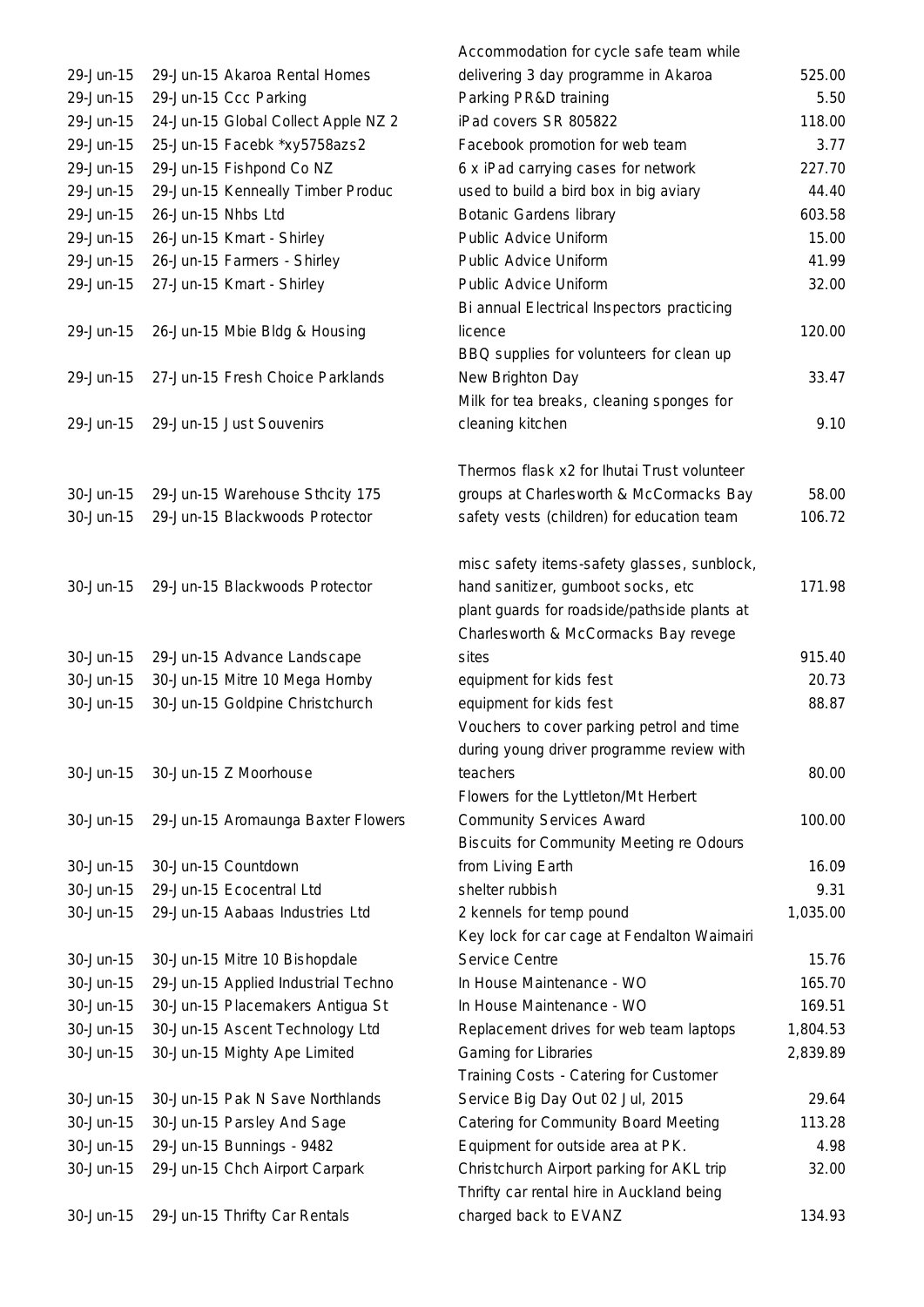| | | | |
|---|---|---|---|
| 29-Jun-15 | 29-Jun-15 Akaroa Rental Homes | Accommodation for cycle safe team while delivering 3 day programme in Akaroa | 525.00 |
| 29-Jun-15 | 29-Jun-15 Ccc Parking | Parking PR&D training | 5.50 |
| 29-Jun-15 | 24-Jun-15 Global Collect Apple NZ 2 | iPad covers SR 805822 | 118.00 |
| 29-Jun-15 | 25-Jun-15 Facebk *xy5758azs2 | Facebook promotion for web team | 3.77 |
| 29-Jun-15 | 29-Jun-15 Fishpond Co NZ | 6 x iPad carrying cases for network | 227.70 |
| 29-Jun-15 | 29-Jun-15 Kenneally Timber Produc | used to build a bird box in big aviary | 44.40 |
| 29-Jun-15 | 26-Jun-15 Nhbs Ltd | Botanic Gardens library | 603.58 |
| 29-Jun-15 | 26-Jun-15 Kmart - Shirley | Public Advice Uniform | 15.00 |
| 29-Jun-15 | 26-Jun-15 Farmers - Shirley | Public Advice Uniform | 41.99 |
| 29-Jun-15 | 27-Jun-15 Kmart - Shirley | Public Advice Uniform | 32.00 |
| 29-Jun-15 | 26-Jun-15 Mbie Bldg & Housing | Bi annual Electrical Inspectors practicing licence | 120.00 |
| 29-Jun-15 | 27-Jun-15 Fresh Choice Parklands | BBQ supplies for volunteers for clean up New Brighton Day | 33.47 |
| 29-Jun-15 | 29-Jun-15 Just Souvenirs | Milk for tea breaks, cleaning sponges for cleaning kitchen | 9.10 |
| 30-Jun-15 | 29-Jun-15 Warehouse Sthcity 175 | Thermos flask x2 for Ihutai Trust volunteer groups at Charlesworth & McCormacks Bay | 58.00 |
| 30-Jun-15 | 29-Jun-15 Blackwoods Protector | safety vests (children) for education team | 106.72 |
| 30-Jun-15 | 29-Jun-15 Blackwoods Protector | misc safety items-safety glasses, sunblock, hand sanitizer, gumboot socks, etc | 171.98 |
| 30-Jun-15 | 29-Jun-15 Advance Landscape | plant guards for roadside/pathside plants at Charlesworth & McCormacks Bay revege sites | 915.40 |
| 30-Jun-15 | 30-Jun-15 Mitre 10 Mega Hornby | equipment for kids fest | 20.73 |
| 30-Jun-15 | 30-Jun-15 Goldpine Christchurch | equipment for kids fest | 88.87 |
| 30-Jun-15 | 30-Jun-15 Z Moorhouse | Vouchers to cover parking petrol and time during young driver programme review with teachers | 80.00 |
| 30-Jun-15 | 29-Jun-15 Aromaunga Baxter Flowers | Flowers for the Lyttleton/Mt Herbert Community Services Award | 100.00 |
| 30-Jun-15 | 30-Jun-15 Countdown | Biscuits for Community Meeting re Odours from Living Earth | 16.09 |
| 30-Jun-15 | 29-Jun-15 Ecocentral Ltd | shelter rubbish | 9.31 |
| 30-Jun-15 | 29-Jun-15 Aabaas Industries Ltd | 2 kennels for temp pound | 1,035.00 |
| 30-Jun-15 | 30-Jun-15 Mitre 10 Bishopdale | Key lock for car cage at Fendalton Waimairi Service Centre | 15.76 |
| 30-Jun-15 | 29-Jun-15 Applied Industrial Techno | In House Maintenance - WO | 165.70 |
| 30-Jun-15 | 30-Jun-15 Placemakers Antigua St | In House Maintenance - WO | 169.51 |
| 30-Jun-15 | 30-Jun-15 Ascent Technology Ltd | Replacement drives for web team laptops | 1,804.53 |
| 30-Jun-15 | 30-Jun-15 Mighty Ape Limited | Gaming for Libraries | 2,839.89 |
| 30-Jun-15 | 30-Jun-15 Pak N Save Northlands | Training Costs - Catering for Customer Service Big Day Out 02 Jul, 2015 | 29.64 |
| 30-Jun-15 | 30-Jun-15 Parsley And Sage | Catering for Community Board Meeting | 113.28 |
| 30-Jun-15 | 29-Jun-15 Bunnings - 9482 | Equipment for outside area at PK. | 4.98 |
| 30-Jun-15 | 29-Jun-15 Chch Airport Carpark | Christchurch Airport parking for AKL trip | 32.00 |
| 30-Jun-15 | 29-Jun-15 Thrifty Car Rentals | Thrifty car rental hire in Auckland being charged back to EVANZ | 134.93 |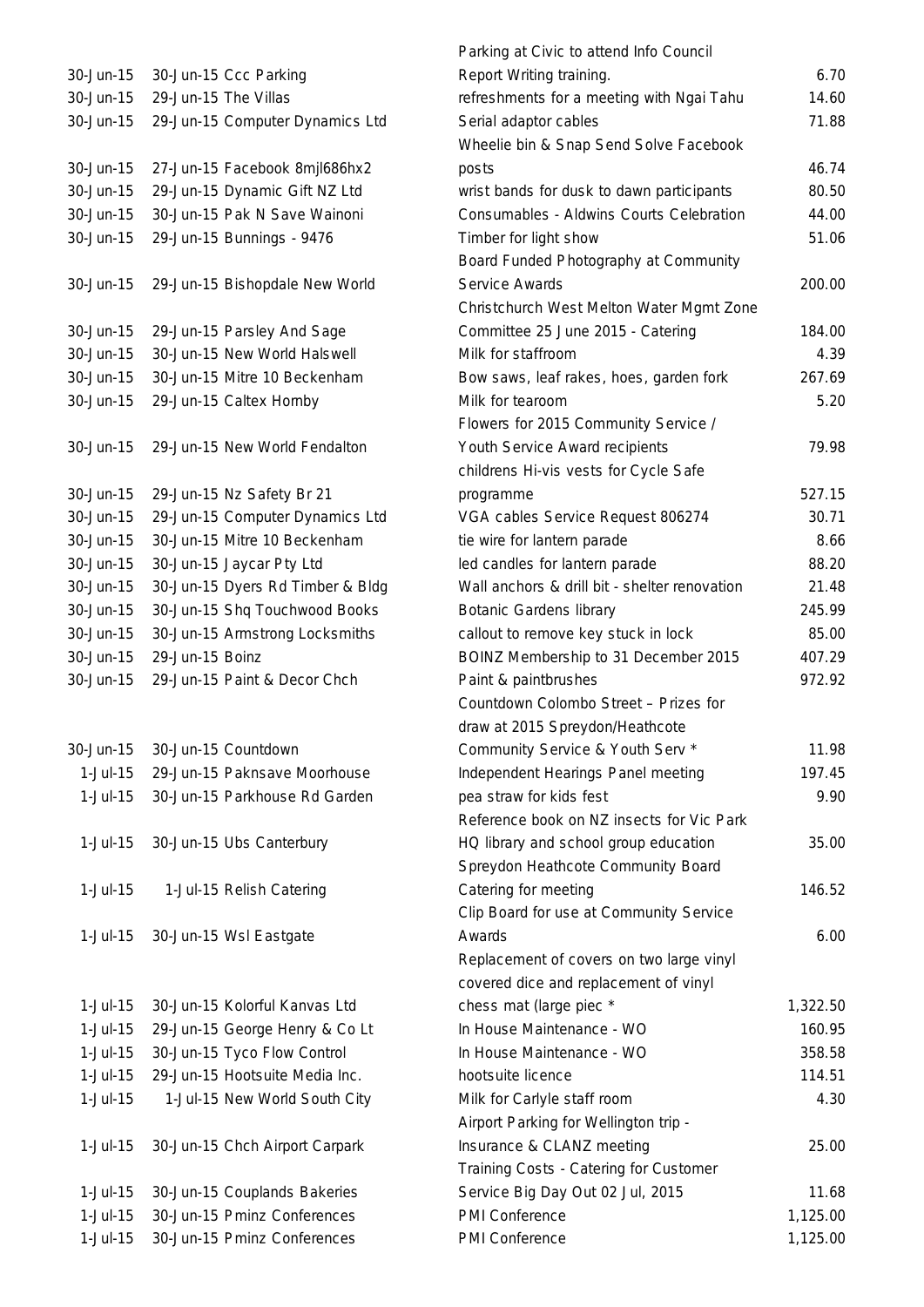| | | | |
|---|---|---|---|
| 30-Jun-15 | 30-Jun-15 Ccc Parking | Parking at Civic to attend Info Council Report Writing training. | 6.70 |
| 30-Jun-15 | 29-Jun-15 The Villas | refreshments for a meeting with Ngai Tahu | 14.60 |
| 30-Jun-15 | 29-Jun-15 Computer Dynamics Ltd | Serial adaptor cables | 71.88 |
| 30-Jun-15 | 27-Jun-15 Facebook 8mjl686hx2 | Wheelie bin & Snap Send Solve Facebook posts | 46.74 |
| 30-Jun-15 | 29-Jun-15 Dynamic Gift NZ Ltd | wrist bands for dusk to dawn participants | 80.50 |
| 30-Jun-15 | 30-Jun-15 Pak N Save Wainoni | Consumables - Aldwins Courts Celebration | 44.00 |
| 30-Jun-15 | 29-Jun-15 Bunnings - 9476 | Timber for light show | 51.06 |
| 30-Jun-15 | 29-Jun-15 Bishopdale New World | Board Funded Photography at Community Service Awards | 200.00 |
| 30-Jun-15 | 29-Jun-15 Parsley And Sage | Christchurch West Melton Water Mgmt Zone Committee 25 June 2015 - Catering | 184.00 |
| 30-Jun-15 | 30-Jun-15 New World Halswell | Milk for staffroom | 4.39 |
| 30-Jun-15 | 30-Jun-15 Mitre 10 Beckenham | Bow saws, leaf rakes, hoes, garden fork | 267.69 |
| 30-Jun-15 | 29-Jun-15 Caltex Hornby | Milk for tearoom | 5.20 |
| 30-Jun-15 | 29-Jun-15 New World Fendalton | Flowers for 2015 Community Service / Youth Service Award recipients | 79.98 |
| 30-Jun-15 | 29-Jun-15 Nz Safety Br 21 | childrens Hi-vis vests for Cycle Safe programme | 527.15 |
| 30-Jun-15 | 29-Jun-15 Computer Dynamics Ltd | VGA cables Service Request 806274 | 30.71 |
| 30-Jun-15 | 30-Jun-15 Mitre 10 Beckenham | tie wire for lantern parade | 8.66 |
| 30-Jun-15 | 30-Jun-15 Jaycar Pty Ltd | led candles for lantern parade | 88.20 |
| 30-Jun-15 | 30-Jun-15 Dyers Rd Timber & Bldg | Wall anchors & drill bit - shelter renovation | 21.48 |
| 30-Jun-15 | 30-Jun-15 Shq Touchwood Books | Botanic Gardens library | 245.99 |
| 30-Jun-15 | 30-Jun-15 Armstrong Locksmiths | callout to remove key stuck in lock | 85.00 |
| 30-Jun-15 | 29-Jun-15 Boinz | BOINZ Membership to 31 December 2015 | 407.29 |
| 30-Jun-15 | 29-Jun-15 Paint & Decor Chch | Paint & paintbrushes | 972.92 |
| 30-Jun-15 | 30-Jun-15 Countdown | Countdown Colombo Street – Prizes for draw at 2015 Spreydon/Heathcote Community Service & Youth Serv * | 11.98 |
| 1-Jul-15 | 29-Jun-15 Paknsave Moorhouse | Independent Hearings Panel meeting | 197.45 |
| 1-Jul-15 | 30-Jun-15 Parkhouse Rd Garden | pea straw for kids fest | 9.90 |
| 1-Jul-15 | 30-Jun-15 Ubs Canterbury | Reference book on NZ insects for Vic Park HQ library and school group education | 35.00 |
| 1-Jul-15 | 1-Jul-15 Relish Catering | Spreydon Heathcote Community Board Catering for meeting | 146.52 |
| 1-Jul-15 | 30-Jun-15 Wsl Eastgate | Clip Board for use at Community Service Awards | 6.00 |
| 1-Jul-15 | 30-Jun-15 Kolorful Kanvas Ltd | Replacement of covers on two large vinyl covered dice and replacement of vinyl chess mat (large piec * | 1,322.50 |
| 1-Jul-15 | 29-Jun-15 George Henry & Co Lt | In House Maintenance - WO | 160.95 |
| 1-Jul-15 | 30-Jun-15 Tyco Flow Control | In House Maintenance - WO | 358.58 |
| 1-Jul-15 | 29-Jun-15 Hootsuite Media Inc. | hootsuite licence | 114.51 |
| 1-Jul-15 | 1-Jul-15 New World South City | Milk for Carlyle staff room | 4.30 |
| 1-Jul-15 | 30-Jun-15 Chch Airport Carpark | Airport Parking for Wellington trip - Insurance & CLANZ meeting | 25.00 |
| 1-Jul-15 | 30-Jun-15 Couplands Bakeries | Training Costs - Catering for Customer Service Big Day Out 02 Jul, 2015 | 11.68 |
| 1-Jul-15 | 30-Jun-15 Pminz Conferences | PMI Conference | 1,125.00 |
| 1-Jul-15 | 30-Jun-15 Pminz Conferences | PMI Conference | 1,125.00 |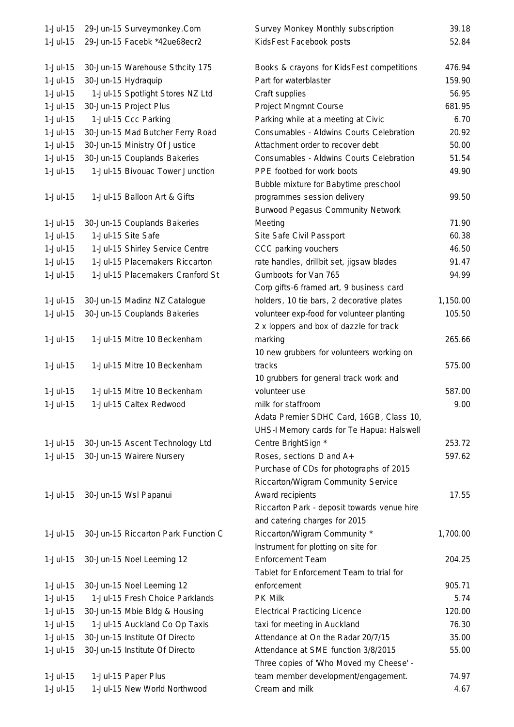| | | | | |
|---|---|---|---|---|
| 1-Jul-15 | 29-Jun-15 | Surveymonkey.Com | Survey Monkey Monthly subscription | 39.18 |
| 1-Jul-15 | 29-Jun-15 | Facebk *42ue68ecr2 | KidsFest Facebook posts | 52.84 |
| 1-Jul-15 | 30-Jun-15 | Warehouse Sthcity 175 | Books & crayons for KidsFest competitions | 476.94 |
| 1-Jul-15 | 30-Jun-15 | Hydraquip | Part for waterblaster | 159.90 |
| 1-Jul-15 | 1-Jul-15 | Spotlight Stores NZ Ltd | Craft supplies | 56.95 |
| 1-Jul-15 | 30-Jun-15 | Project Plus | Project Mngmnt Course | 681.95 |
| 1-Jul-15 | 1-Jul-15 | Ccc Parking | Parking while at a meeting at Civic | 6.70 |
| 1-Jul-15 | 30-Jun-15 | Mad Butcher Ferry Road | Consumables - Aldwins Courts Celebration | 20.92 |
| 1-Jul-15 | 30-Jun-15 | Ministry Of Justice | Attachment order to recover debt | 50.00 |
| 1-Jul-15 | 30-Jun-15 | Couplands Bakeries | Consumables - Aldwins Courts Celebration | 51.54 |
| 1-Jul-15 | 1-Jul-15 | Bivouac Tower Junction | PPE footbed for work boots | 49.90 |
| 1-Jul-15 | 1-Jul-15 | Balloon Art & Gifts | Bubble mixture for Babytime preschool programmes session delivery | 99.50 |
| 1-Jul-15 | 30-Jun-15 | Couplands Bakeries | Burwood Pegasus Community Network Meeting | 71.90 |
| 1-Jul-15 | 1-Jul-15 | Site Safe | Site Safe Civil Passport | 60.38 |
| 1-Jul-15 | 1-Jul-15 | Shirley Service Centre | CCC parking vouchers | 46.50 |
| 1-Jul-15 | 1-Jul-15 | Placemakers Riccarton | rate handles, drillbit set, jigsaw blades | 91.47 |
| 1-Jul-15 | 1-Jul-15 | Placemakers Cranford St | Gumboots for Van 765 | 94.99 |
| 1-Jul-15 | 30-Jun-15 | Madinz NZ Catalogue | Corp gifts-6 framed art, 9 business card holders, 10 tie bars, 2 decorative plates | 1,150.00 |
| 1-Jul-15 | 30-Jun-15 | Couplands Bakeries | volunteer exp-food for volunteer planting | 105.50 |
| 1-Jul-15 | 1-Jul-15 | Mitre 10 Beckenham | 2 x loppers and box of dazzle for track marking | 265.66 |
| 1-Jul-15 | 1-Jul-15 | Mitre 10 Beckenham | 10 new grubbers for volunteers working on tracks | 575.00 |
| 1-Jul-15 | 1-Jul-15 | Mitre 10 Beckenham | 10 grubbers for general track work and volunteer use | 587.00 |
| 1-Jul-15 | 1-Jul-15 | Caltex Redwood | milk for staffroom | 9.00 |
| 1-Jul-15 | 30-Jun-15 | Ascent Technology Ltd | Adata Premier SDHC Card, 16GB, Class 10, UHS-I Memory cards for Te Hapua: Halswell Centre BrightSign * | 253.72 |
| 1-Jul-15 | 30-Jun-15 | Wairere Nursery | Roses, sections D and A+ | 597.62 |
| 1-Jul-15 | 30-Jun-15 | Wsl Papanui | Purchase of CDs for photographs of 2015 Riccarton/Wigram Community Service Award recipients | 17.55 |
| 1-Jul-15 | 30-Jun-15 | Riccarton Park Function C | Riccarton Park - deposit towards venue hire and catering charges for 2015 Riccarton/Wigram Community * | 1,700.00 |
| 1-Jul-15 | 30-Jun-15 | Noel Leeming 12 | Instrument for plotting on site for Enforcement Team | 204.25 |
| 1-Jul-15 | 30-Jun-15 | Noel Leeming 12 | Tablet for Enforcement Team to trial for enforcement | 905.71 |
| 1-Jul-15 | 1-Jul-15 | Fresh Choice Parklands | PK Milk | 5.74 |
| 1-Jul-15 | 30-Jun-15 | Mbie Bldg & Housing | Electrical Practicing Licence | 120.00 |
| 1-Jul-15 | 1-Jul-15 | Auckland Co Op Taxis | taxi for meeting in Auckland | 76.30 |
| 1-Jul-15 | 30-Jun-15 | Institute Of Directo | Attendance at On the Radar 20/7/15 | 35.00 |
| 1-Jul-15 | 30-Jun-15 | Institute Of Directo | Attendance at SME function 3/8/2015 | 55.00 |
| 1-Jul-15 | 1-Jul-15 | Paper Plus | Three copies of 'Who Moved my Cheese' - team member development/engagement. | 74.97 |
| 1-Jul-15 | 1-Jul-15 | New World Northwood | Cream and milk | 4.67 |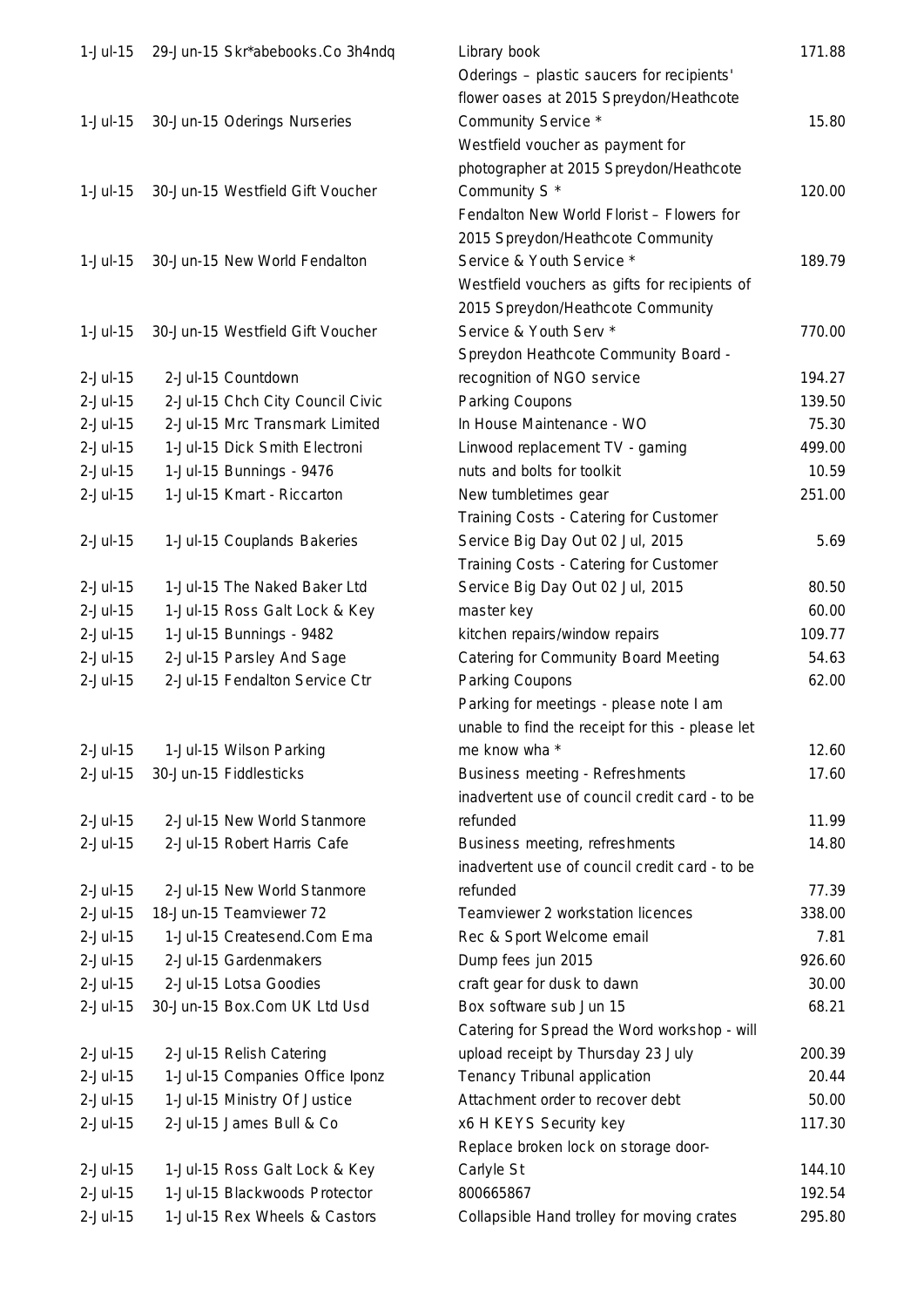| | | | |
|---|---|---|---|
| 1-Jul-15 | 29-Jun-15 Skr*abebooks.Co 3h4ndq | Library book | 171.88 |
| 1-Jul-15 | 30-Jun-15 Oderings Nurseries | Oderings – plastic saucers for recipients' flower oases at 2015 Spreydon/Heathcote Community Service * | 15.80 |
| 1-Jul-15 | 30-Jun-15 Westfield Gift Voucher | Westfield voucher as payment for photographer at 2015 Spreydon/Heathcote Community S * | 120.00 |
| 1-Jul-15 | 30-Jun-15 New World Fendalton | Fendalton New World Florist – Flowers for 2015 Spreydon/Heathcote Community Service & Youth Service * | 189.79 |
| 1-Jul-15 | 30-Jun-15 Westfield Gift Voucher | Westfield vouchers as gifts for recipients of 2015 Spreydon/Heathcote Community Service & Youth Serv * | 770.00 |
| 2-Jul-15 | 2-Jul-15 Countdown | Spreydon Heathcote Community Board - recognition of NGO service | 194.27 |
| 2-Jul-15 | 2-Jul-15 Chch City Council Civic | Parking Coupons | 139.50 |
| 2-Jul-15 | 2-Jul-15 Mrc Transmark Limited | In House Maintenance - WO | 75.30 |
| 2-Jul-15 | 1-Jul-15 Dick Smith Electroni | Linwood replacement TV - gaming | 499.00 |
| 2-Jul-15 | 1-Jul-15 Bunnings - 9476 | nuts and bolts for toolkit | 10.59 |
| 2-Jul-15 | 1-Jul-15 Kmart - Riccarton | New tumbletimes gear | 251.00 |
| 2-Jul-15 | 1-Jul-15 Couplands Bakeries | Training Costs - Catering for Customer Service Big Day Out 02 Jul, 2015 | 5.69 |
| 2-Jul-15 | 1-Jul-15 The Naked Baker Ltd | Training Costs - Catering for Customer Service Big Day Out 02 Jul, 2015 | 80.50 |
| 2-Jul-15 | 1-Jul-15 Ross Galt Lock & Key | master key | 60.00 |
| 2-Jul-15 | 1-Jul-15 Bunnings - 9482 | kitchen repairs/window repairs | 109.77 |
| 2-Jul-15 | 2-Jul-15 Parsley And Sage | Catering for Community Board Meeting | 54.63 |
| 2-Jul-15 | 2-Jul-15 Fendalton Service Ctr | Parking Coupons | 62.00 |
| 2-Jul-15 | 1-Jul-15 Wilson Parking | Parking for meetings - please note I am unable to find the receipt for this - please let me know wha * | 12.60 |
| 2-Jul-15 | 30-Jun-15 Fiddlesticks | Business meeting - Refreshments | 17.60 |
| 2-Jul-15 | 2-Jul-15 New World Stanmore | inadvertent use of council credit card - to be refunded | 11.99 |
| 2-Jul-15 | 2-Jul-15 Robert Harris Cafe | Business meeting, refreshments | 14.80 |
| 2-Jul-15 | 2-Jul-15 New World Stanmore | inadvertent use of council credit card - to be refunded | 77.39 |
| 2-Jul-15 | 18-Jun-15 Teamviewer 72 | Teamviewer 2 workstation licences | 338.00 |
| 2-Jul-15 | 1-Jul-15 Createsend.Com Ema | Rec & Sport Welcome email | 7.81 |
| 2-Jul-15 | 2-Jul-15 Gardenmakers | Dump fees jun 2015 | 926.60 |
| 2-Jul-15 | 2-Jul-15 Lotsa Goodies | craft gear for dusk to dawn | 30.00 |
| 2-Jul-15 | 30-Jun-15 Box.Com UK Ltd Usd | Box software sub Jun 15 | 68.21 |
| 2-Jul-15 | 2-Jul-15 Relish Catering | Catering for Spread the Word workshop - will upload receipt by Thursday 23 July | 200.39 |
| 2-Jul-15 | 1-Jul-15 Companies Office Iponz | Tenancy Tribunal application | 20.44 |
| 2-Jul-15 | 1-Jul-15 Ministry Of Justice | Attachment order to recover debt | 50.00 |
| 2-Jul-15 | 2-Jul-15 James Bull & Co | x6 H KEYS Security key | 117.30 |
| 2-Jul-15 | 1-Jul-15 Ross Galt Lock & Key | Replace broken lock on storage door- Carlyle St | 144.10 |
| 2-Jul-15 | 1-Jul-15 Blackwoods Protector | 800665867 | 192.54 |
| 2-Jul-15 | 1-Jul-15 Rex Wheels & Castors | Collapsible Hand trolley for moving crates | 295.80 |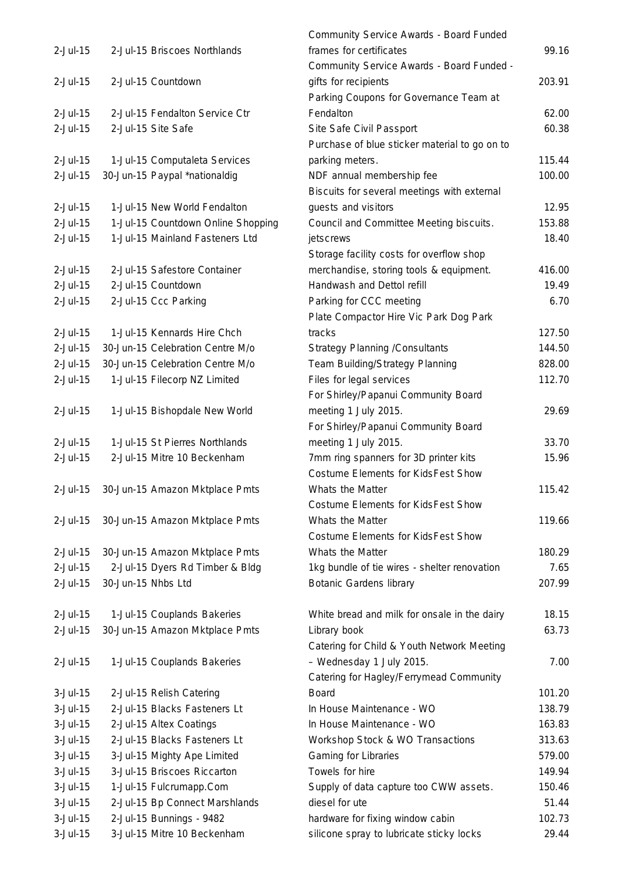| | | | |
|---|---|---|---|
| 2-Jul-15 | 2-Jul-15 Briscoes Northlands | Community Service Awards - Board Funded frames for certificates | 99.16 |
| 2-Jul-15 | 2-Jul-15 Countdown | Community Service Awards - Board Funded - gifts for recipients | 203.91 |
| 2-Jul-15 | 2-Jul-15 Fendalton Service Ctr | Parking Coupons for Governance Team at Fendalton | 62.00 |
| 2-Jul-15 | 2-Jul-15 Site Safe | Site Safe Civil Passport | 60.38 |
| 2-Jul-15 | 1-Jul-15 Computaleta Services | Purchase of blue sticker material to go on to parking meters. | 115.44 |
| 2-Jul-15 | 30-Jun-15 Paypal *nationaldig | NDF annual membership fee | 100.00 |
| 2-Jul-15 | 1-Jul-15 New World Fendalton | Biscuits for several meetings with external guests and visitors | 12.95 |
| 2-Jul-15 | 1-Jul-15 Countdown Online Shopping | Council and Committee Meeting biscuits. | 153.88 |
| 2-Jul-15 | 1-Jul-15 Mainland Fasteners Ltd | jetscrews | 18.40 |
| 2-Jul-15 | 2-Jul-15 Safestore Container | Storage facility costs for overflow shop merchandise, storing tools & equipment. | 416.00 |
| 2-Jul-15 | 2-Jul-15 Countdown | Handwash and Dettol refill | 19.49 |
| 2-Jul-15 | 2-Jul-15 Ccc Parking | Parking for CCC meeting | 6.70 |
| 2-Jul-15 | 1-Jul-15 Kennards Hire Chch | Plate Compactor Hire Vic Park Dog Park tracks | 127.50 |
| 2-Jul-15 | 30-Jun-15 Celebration Centre M/o | Strategy Planning /Consultants | 144.50 |
| 2-Jul-15 | 30-Jun-15 Celebration Centre M/o | Team Building/Strategy Planning | 828.00 |
| 2-Jul-15 | 1-Jul-15 Filecorp NZ Limited | Files for legal services | 112.70 |
| 2-Jul-15 | 1-Jul-15 Bishopdale New World | For Shirley/Papanui Community Board meeting 1 July 2015. | 29.69 |
| 2-Jul-15 | 1-Jul-15 St Pierres Northlands | For Shirley/Papanui Community Board meeting 1 July 2015. | 33.70 |
| 2-Jul-15 | 2-Jul-15 Mitre 10 Beckenham | 7mm ring spanners for 3D printer kits | 15.96 |
| 2-Jul-15 | 30-Jun-15 Amazon Mktplace Pmts | Costume Elements for KidsFest Show Whats the Matter | 115.42 |
| 2-Jul-15 | 30-Jun-15 Amazon Mktplace Pmts | Costume Elements for KidsFest Show Whats the Matter | 119.66 |
| 2-Jul-15 | 30-Jun-15 Amazon Mktplace Pmts | Costume Elements for KidsFest Show Whats the Matter | 180.29 |
| 2-Jul-15 | 2-Jul-15 Dyers Rd Timber & Bldg | 1kg bundle of tie wires - shelter renovation | 7.65 |
| 2-Jul-15 | 30-Jun-15 Nhbs Ltd | Botanic Gardens library | 207.99 |
| 2-Jul-15 | 1-Jul-15 Couplands Bakeries | White bread and milk for onsale in the dairy | 18.15 |
| 2-Jul-15 | 30-Jun-15 Amazon Mktplace Pmts | Library book | 63.73 |
| 2-Jul-15 | 1-Jul-15 Couplands Bakeries | Catering for Child & Youth Network Meeting – Wednesday 1 July 2015. | 7.00 |
| 3-Jul-15 | 2-Jul-15 Relish Catering | Catering for Hagley/Ferrymead Community Board | 101.20 |
| 3-Jul-15 | 2-Jul-15 Blacks Fasteners Lt | In House Maintenance - WO | 138.79 |
| 3-Jul-15 | 2-Jul-15 Altex Coatings | In House Maintenance - WO | 163.83 |
| 3-Jul-15 | 2-Jul-15 Blacks Fasteners Lt | Workshop Stock & WO Transactions | 313.63 |
| 3-Jul-15 | 3-Jul-15 Mighty Ape Limited | Gaming for Libraries | 579.00 |
| 3-Jul-15 | 3-Jul-15 Briscoes Riccarton | Towels for hire | 149.94 |
| 3-Jul-15 | 1-Jul-15 Fulcrumapp.Com | Supply of data capture too CWW assets. | 150.46 |
| 3-Jul-15 | 2-Jul-15 Bp Connect Marshlands | diesel for ute | 51.44 |
| 3-Jul-15 | 2-Jul-15 Bunnings - 9482 | hardware for fixing window cabin | 102.73 |
| 3-Jul-15 | 3-Jul-15 Mitre 10 Beckenham | silicone spray to lubricate sticky locks | 29.44 |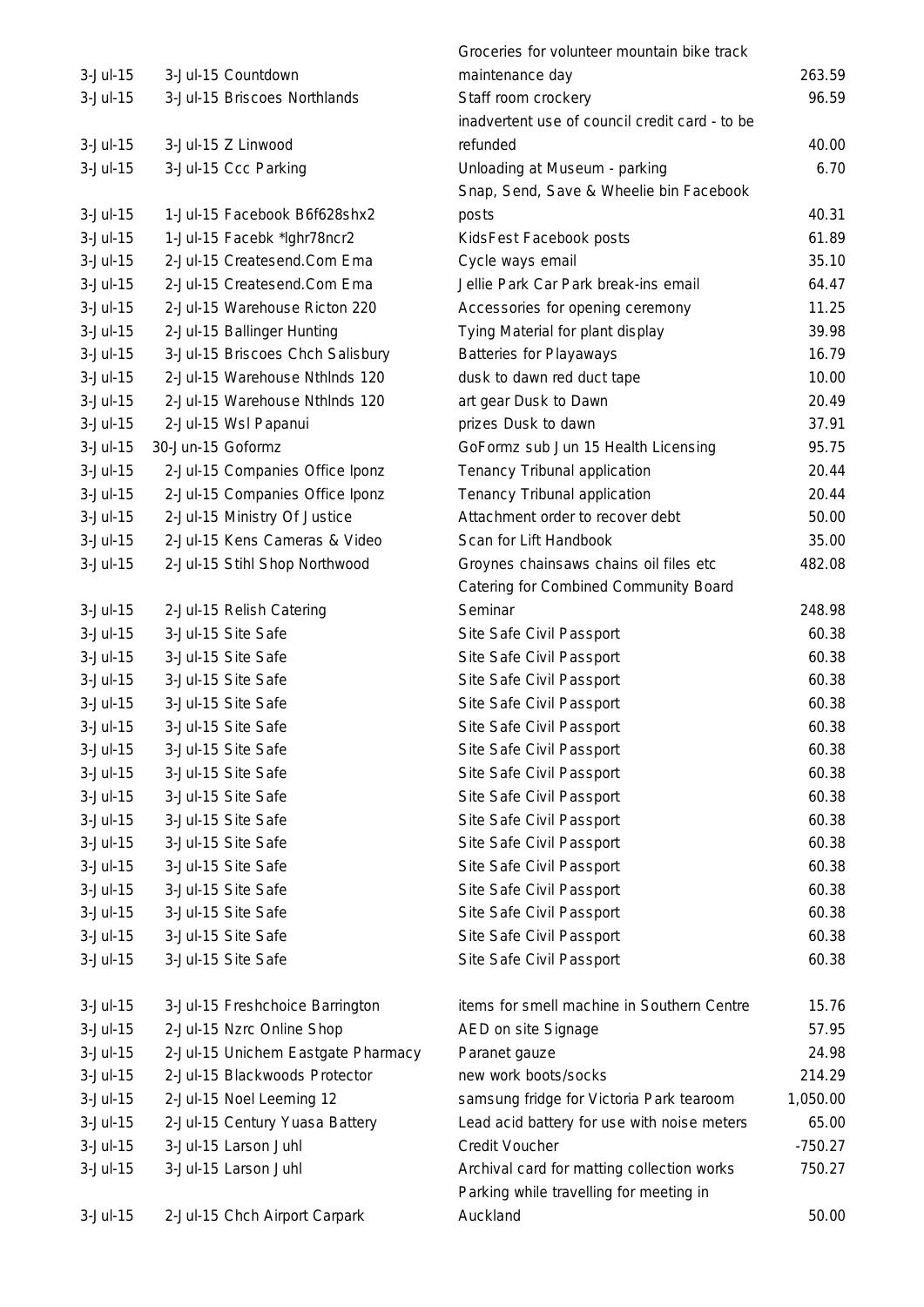| | | | |
|---|---|---|---|
| 3-Jul-15 | 3-Jul-15 Countdown | Groceries for volunteer mountain bike track maintenance day | 263.59 |
| 3-Jul-15 | 3-Jul-15 Briscoes Northlands | Staff room crockery | 96.59 |
| 3-Jul-15 | 3-Jul-15 Z Linwood | inadvertent use of council credit card - to be refunded | 40.00 |
| 3-Jul-15 | 3-Jul-15 Ccc Parking | Unloading at Museum - parking | 6.70 |
| 3-Jul-15 | 1-Jul-15 Facebook B6f628shx2 | Snap, Send, Save & Wheelie bin Facebook posts | 40.31 |
| 3-Jul-15 | 1-Jul-15 Facebk *lghr78ncr2 | KidsFest Facebook posts | 61.89 |
| 3-Jul-15 | 2-Jul-15 Createsend.Com Ema | Cycle ways email | 35.10 |
| 3-Jul-15 | 2-Jul-15 Createsend.Com Ema | Jellie Park Car Park break-ins email | 64.47 |
| 3-Jul-15 | 2-Jul-15 Warehouse Ricton 220 | Accessories for opening ceremony | 11.25 |
| 3-Jul-15 | 2-Jul-15 Ballinger Hunting | Tying Material for plant display | 39.98 |
| 3-Jul-15 | 3-Jul-15 Briscoes Chch Salisbury | Batteries for Playaways | 16.79 |
| 3-Jul-15 | 2-Jul-15 Warehouse Nthlnds 120 | dusk to dawn red duct tape | 10.00 |
| 3-Jul-15 | 2-Jul-15 Warehouse Nthlnds 120 | art gear Dusk to Dawn | 20.49 |
| 3-Jul-15 | 2-Jul-15 Wsl Papanui | prizes Dusk to dawn | 37.91 |
| 3-Jul-15 | 30-Jun-15 Goformz | GoFormz sub Jun 15 Health Licensing | 95.75 |
| 3-Jul-15 | 2-Jul-15 Companies Office Iponz | Tenancy Tribunal application | 20.44 |
| 3-Jul-15 | 2-Jul-15 Companies Office Iponz | Tenancy Tribunal application | 20.44 |
| 3-Jul-15 | 2-Jul-15 Ministry Of Justice | Attachment order to recover debt | 50.00 |
| 3-Jul-15 | 2-Jul-15 Kens Cameras & Video | Scan for Lift Handbook | 35.00 |
| 3-Jul-15 | 2-Jul-15 Stihl Shop Northwood | Groynes chainsaws chains oil files etc | 482.08 |
| 3-Jul-15 | 2-Jul-15 Relish Catering | Catering for Combined Community Board Seminar | 248.98 |
| 3-Jul-15 | 3-Jul-15 Site Safe | Site Safe Civil Passport | 60.38 |
| 3-Jul-15 | 3-Jul-15 Site Safe | Site Safe Civil Passport | 60.38 |
| 3-Jul-15 | 3-Jul-15 Site Safe | Site Safe Civil Passport | 60.38 |
| 3-Jul-15 | 3-Jul-15 Site Safe | Site Safe Civil Passport | 60.38 |
| 3-Jul-15 | 3-Jul-15 Site Safe | Site Safe Civil Passport | 60.38 |
| 3-Jul-15 | 3-Jul-15 Site Safe | Site Safe Civil Passport | 60.38 |
| 3-Jul-15 | 3-Jul-15 Site Safe | Site Safe Civil Passport | 60.38 |
| 3-Jul-15 | 3-Jul-15 Site Safe | Site Safe Civil Passport | 60.38 |
| 3-Jul-15 | 3-Jul-15 Site Safe | Site Safe Civil Passport | 60.38 |
| 3-Jul-15 | 3-Jul-15 Site Safe | Site Safe Civil Passport | 60.38 |
| 3-Jul-15 | 3-Jul-15 Site Safe | Site Safe Civil Passport | 60.38 |
| 3-Jul-15 | 3-Jul-15 Site Safe | Site Safe Civil Passport | 60.38 |
| 3-Jul-15 | 3-Jul-15 Site Safe | Site Safe Civil Passport | 60.38 |
| 3-Jul-15 | 3-Jul-15 Site Safe | Site Safe Civil Passport | 60.38 |
| 3-Jul-15 | 3-Jul-15 Site Safe | Site Safe Civil Passport | 60.38 |
| 3-Jul-15 | 3-Jul-15 Freshchoice Barrington | items for smell machine in Southern Centre | 15.76 |
| 3-Jul-15 | 2-Jul-15 Nzrc Online Shop | AED on site Signage | 57.95 |
| 3-Jul-15 | 2-Jul-15 Unichem Eastgate Pharmacy | Paranet gauze | 24.98 |
| 3-Jul-15 | 2-Jul-15 Blackwoods Protector | new work boots/socks | 214.29 |
| 3-Jul-15 | 2-Jul-15 Noel Leeming 12 | samsung fridge for Victoria Park tearoom | 1,050.00 |
| 3-Jul-15 | 2-Jul-15 Century Yuasa Battery | Lead acid battery for use with noise meters | 65.00 |
| 3-Jul-15 | 3-Jul-15 Larson Juhl | Credit Voucher | -750.27 |
| 3-Jul-15 | 3-Jul-15 Larson Juhl | Archival card for matting collection works | 750.27 |
| 3-Jul-15 | 2-Jul-15 Chch Airport Carpark | Parking while travelling for meeting in Auckland | 50.00 |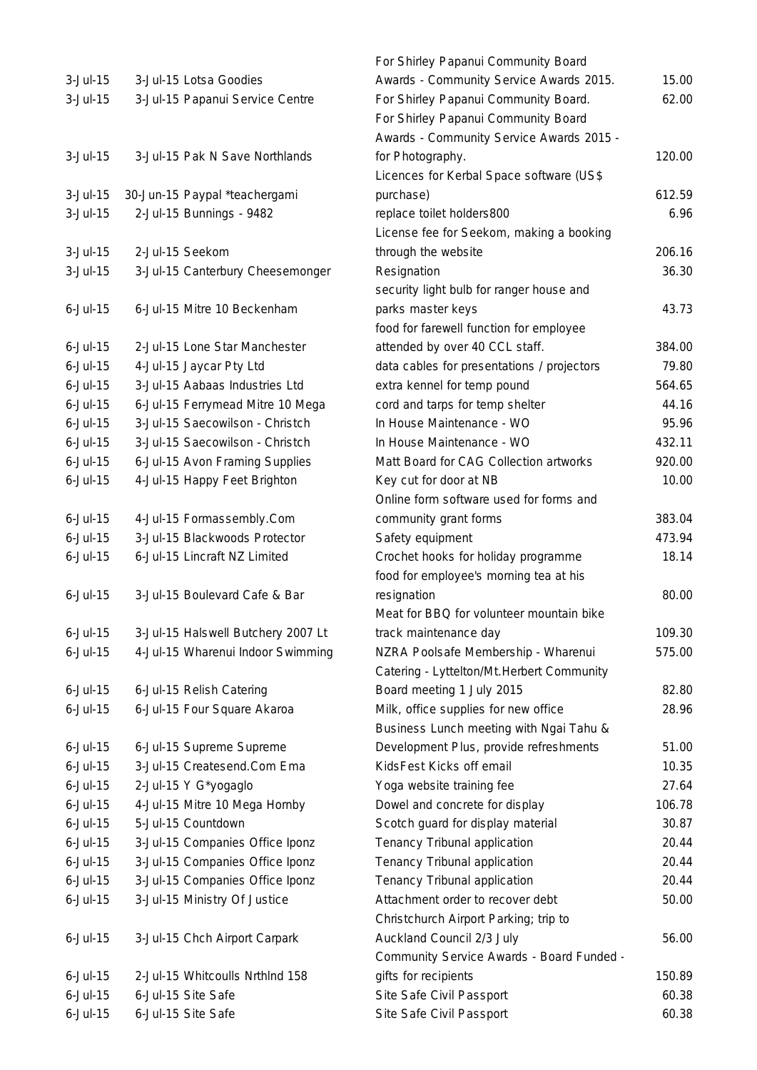| | | | |
|---|---|---|---|
| 3-Jul-15 | 3-Jul-15 Lotsa Goodies | For Shirley Papanui Community Board Awards - Community Service Awards 2015. | 15.00 |
| 3-Jul-15 | 3-Jul-15 Papanui Service Centre | For Shirley Papanui Community Board. | 62.00 |
| 3-Jul-15 | 3-Jul-15 Pak N Save Northlands | For Shirley Papanui Community Board Awards - Community Service Awards 2015 - for Photography. | 120.00 |
| 3-Jul-15 | 30-Jun-15 Paypal *teachergami | Licences for Kerbal Space software (US$ purchase) | 612.59 |
| 3-Jul-15 | 2-Jul-15 Bunnings - 9482 | replace toilet holders800 | 6.96 |
| 3-Jul-15 | 2-Jul-15 Seekom | License fee for Seekom, making a booking through the website | 206.16 |
| 3-Jul-15 | 3-Jul-15 Canterbury Cheesemonger | Resignation | 36.30 |
| 6-Jul-15 | 6-Jul-15 Mitre 10 Beckenham | security light bulb for ranger house and parks master keys | 43.73 |
| 6-Jul-15 | 2-Jul-15 Lone Star Manchester | food for farewell function for employee attended by over 40 CCL staff. | 384.00 |
| 6-Jul-15 | 4-Jul-15 Jaycar Pty Ltd | data cables for presentations / projectors | 79.80 |
| 6-Jul-15 | 3-Jul-15 Aabaas Industries Ltd | extra kennel for temp pound | 564.65 |
| 6-Jul-15 | 6-Jul-15 Ferrymead Mitre 10 Mega | cord and tarps for temp shelter | 44.16 |
| 6-Jul-15 | 3-Jul-15 Saecowilson - Christch | In House Maintenance - WO | 95.96 |
| 6-Jul-15 | 3-Jul-15 Saecowilson - Christch | In House Maintenance - WO | 432.11 |
| 6-Jul-15 | 6-Jul-15 Avon Framing Supplies | Matt Board for CAG Collection artworks | 920.00 |
| 6-Jul-15 | 4-Jul-15 Happy Feet Brighton | Key cut for door at NB | 10.00 |
| 6-Jul-15 | 4-Jul-15 Formassembly.Com | Online form software used for forms and community grant forms | 383.04 |
| 6-Jul-15 | 3-Jul-15 Blackwoods Protector | Safety equipment | 473.94 |
| 6-Jul-15 | 6-Jul-15 Lincraft NZ Limited | Crochet hooks for holiday programme | 18.14 |
| 6-Jul-15 | 3-Jul-15 Boulevard Cafe & Bar | food for employee's morning tea at his resignation | 80.00 |
| 6-Jul-15 | 3-Jul-15 Halswell Butchery 2007 Lt | Meat for BBQ for volunteer mountain bike track maintenance day | 109.30 |
| 6-Jul-15 | 4-Jul-15 Wharenui Indoor Swimming | NZRA Poolsafe Membership - Wharenui | 575.00 |
| 6-Jul-15 | 6-Jul-15 Relish Catering | Catering - Lyttelton/Mt.Herbert Community Board meeting 1 July 2015 | 82.80 |
| 6-Jul-15 | 6-Jul-15 Four Square Akaroa | Milk, office supplies for new office | 28.96 |
| 6-Jul-15 | 6-Jul-15 Supreme Supreme | Business Lunch meeting with Ngai Tahu & Development Plus, provide refreshments | 51.00 |
| 6-Jul-15 | 3-Jul-15 Createsend.Com Ema | KidsFest Kicks off email | 10.35 |
| 6-Jul-15 | 2-Jul-15 Y G*yogaglo | Yoga website training fee | 27.64 |
| 6-Jul-15 | 4-Jul-15 Mitre 10 Mega Hornby | Dowel and concrete for display | 106.78 |
| 6-Jul-15 | 5-Jul-15 Countdown | Scotch guard for display material | 30.87 |
| 6-Jul-15 | 3-Jul-15 Companies Office Iponz | Tenancy Tribunal application | 20.44 |
| 6-Jul-15 | 3-Jul-15 Companies Office Iponz | Tenancy Tribunal application | 20.44 |
| 6-Jul-15 | 3-Jul-15 Companies Office Iponz | Tenancy Tribunal application | 20.44 |
| 6-Jul-15 | 3-Jul-15 Ministry Of Justice | Attachment order to recover debt | 50.00 |
| 6-Jul-15 | 3-Jul-15 Chch Airport Carpark | Christchurch Airport Parking; trip to Auckland Council 2/3 July | 56.00 |
| 6-Jul-15 | 2-Jul-15 Whitcoulls Nrthlnd 158 | Community Service Awards - Board Funded - gifts for recipients | 150.89 |
| 6-Jul-15 | 6-Jul-15 Site Safe | Site Safe Civil Passport | 60.38 |
| 6-Jul-15 | 6-Jul-15 Site Safe | Site Safe Civil Passport | 60.38 |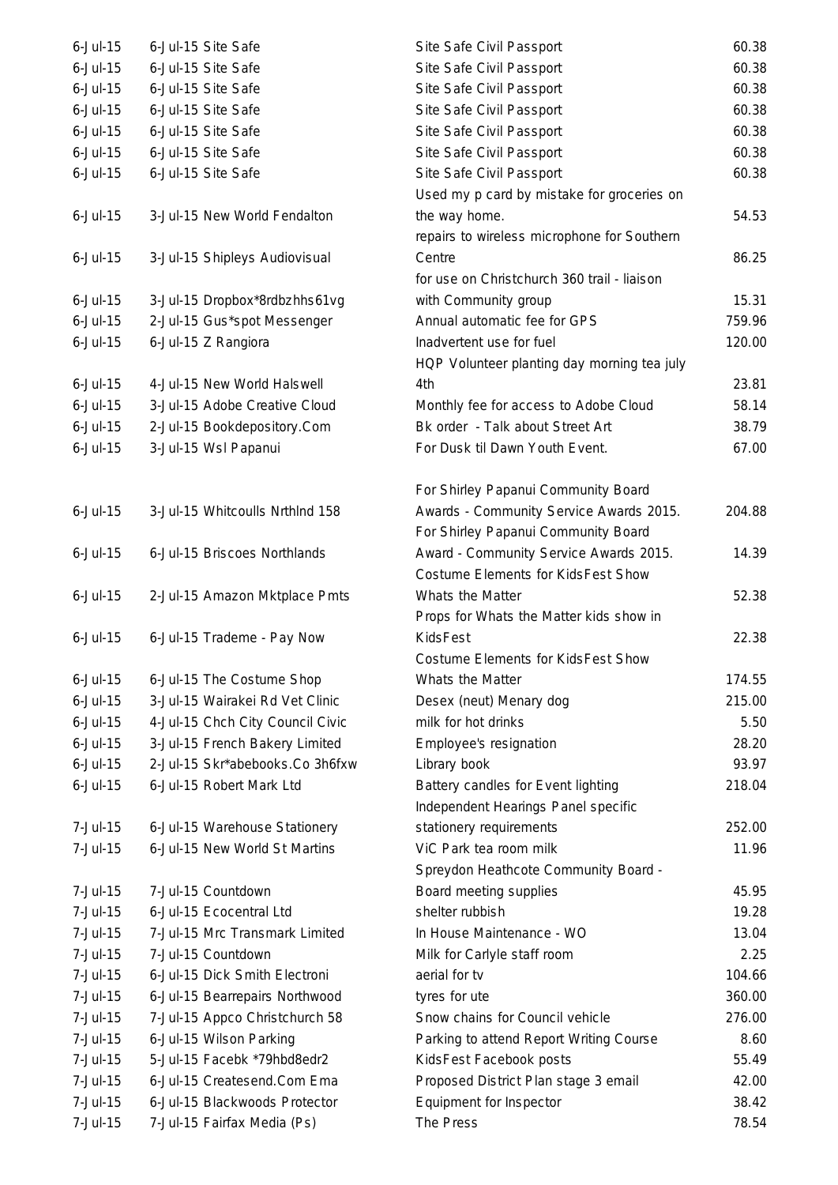| | | | |
|---|---|---|---|
| 6-Jul-15 | 6-Jul-15 Site Safe | Site Safe Civil Passport | 60.38 |
| 6-Jul-15 | 6-Jul-15 Site Safe | Site Safe Civil Passport | 60.38 |
| 6-Jul-15 | 6-Jul-15 Site Safe | Site Safe Civil Passport | 60.38 |
| 6-Jul-15 | 6-Jul-15 Site Safe | Site Safe Civil Passport | 60.38 |
| 6-Jul-15 | 6-Jul-15 Site Safe | Site Safe Civil Passport | 60.38 |
| 6-Jul-15 | 6-Jul-15 Site Safe | Site Safe Civil Passport | 60.38 |
| 6-Jul-15 | 6-Jul-15 Site Safe | Site Safe Civil Passport | 60.38 |
| 6-Jul-15 | 3-Jul-15 New World Fendalton | Used my p card by mistake for groceries on the way home. | 54.53 |
| 6-Jul-15 | 3-Jul-15 Shipleys Audiovisual | repairs to wireless microphone for Southern Centre | 86.25 |
| 6-Jul-15 | 3-Jul-15 Dropbox*8rdbzhhs61vg | for use on Christchurch 360 trail - liaison with Community group | 15.31 |
| 6-Jul-15 | 2-Jul-15 Gus*spot Messenger | Annual automatic fee for GPS | 759.96 |
| 6-Jul-15 | 6-Jul-15 Z Rangiora | Inadvertent use for fuel | 120.00 |
| 6-Jul-15 | 4-Jul-15 New World Halswell | HQP Volunteer planting day morning tea july 4th | 23.81 |
| 6-Jul-15 | 3-Jul-15 Adobe Creative Cloud | Monthly fee for access to Adobe Cloud | 58.14 |
| 6-Jul-15 | 2-Jul-15 Bookdepository.Com | Bk order - Talk about Street Art | 38.79 |
| 6-Jul-15 | 3-Jul-15 Wsl Papanui | For Dusk til Dawn Youth Event. | 67.00 |
| 6-Jul-15 | 3-Jul-15 Whitcoulls Nrthlnd 158 | For Shirley Papanui Community Board Awards - Community Service Awards 2015. | 204.88 |
| 6-Jul-15 | 6-Jul-15 Briscoes Northlands | For Shirley Papanui Community Board Award - Community Service Awards 2015. | 14.39 |
| 6-Jul-15 | 2-Jul-15 Amazon Mktplace Pmts | Costume Elements for KidsFest Show Whats the Matter | 52.38 |
| 6-Jul-15 | 6-Jul-15 Trademe - Pay Now | Props for Whats the Matter kids show in KidsFest | 22.38 |
| 6-Jul-15 | 6-Jul-15 The Costume Shop | Costume Elements for KidsFest Show Whats the Matter | 174.55 |
| 6-Jul-15 | 3-Jul-15 Wairakei Rd Vet Clinic | Desex (neut) Menary dog | 215.00 |
| 6-Jul-15 | 4-Jul-15 Chch City Council Civic | milk for hot drinks | 5.50 |
| 6-Jul-15 | 3-Jul-15 French Bakery Limited | Employee's resignation | 28.20 |
| 6-Jul-15 | 2-Jul-15 Skr*abebooks.Co 3h6fxw | Library book | 93.97 |
| 6-Jul-15 | 6-Jul-15 Robert Mark Ltd | Battery candles for Event lighting | 218.04 |
| 7-Jul-15 | 6-Jul-15 Warehouse Stationery | Independent Hearings Panel specific stationery requirements | 252.00 |
| 7-Jul-15 | 6-Jul-15 New World St Martins | ViC Park tea room milk | 11.96 |
| 7-Jul-15 | 7-Jul-15 Countdown | Spreydon Heathcote Community Board - Board meeting supplies | 45.95 |
| 7-Jul-15 | 6-Jul-15 Ecocentral Ltd | shelter rubbish | 19.28 |
| 7-Jul-15 | 7-Jul-15 Mrc Transmark Limited | In House Maintenance - WO | 13.04 |
| 7-Jul-15 | 7-Jul-15 Countdown | Milk for Carlyle staff room | 2.25 |
| 7-Jul-15 | 6-Jul-15 Dick Smith Electroni | aerial for tv | 104.66 |
| 7-Jul-15 | 6-Jul-15 Bearrepairs Northwood | tyres for ute | 360.00 |
| 7-Jul-15 | 7-Jul-15 Appco Christchurch 58 | Snow chains for Council vehicle | 276.00 |
| 7-Jul-15 | 6-Jul-15 Wilson Parking | Parking to attend Report Writing Course | 8.60 |
| 7-Jul-15 | 5-Jul-15 Facebk *79hbd8edr2 | KidsFest Facebook posts | 55.49 |
| 7-Jul-15 | 6-Jul-15 Createsend.Com Ema | Proposed District Plan stage 3 email | 42.00 |
| 7-Jul-15 | 6-Jul-15 Blackwoods Protector | Equipment for Inspector | 38.42 |
| 7-Jul-15 | 7-Jul-15 Fairfax Media (Ps) | The Press | 78.54 |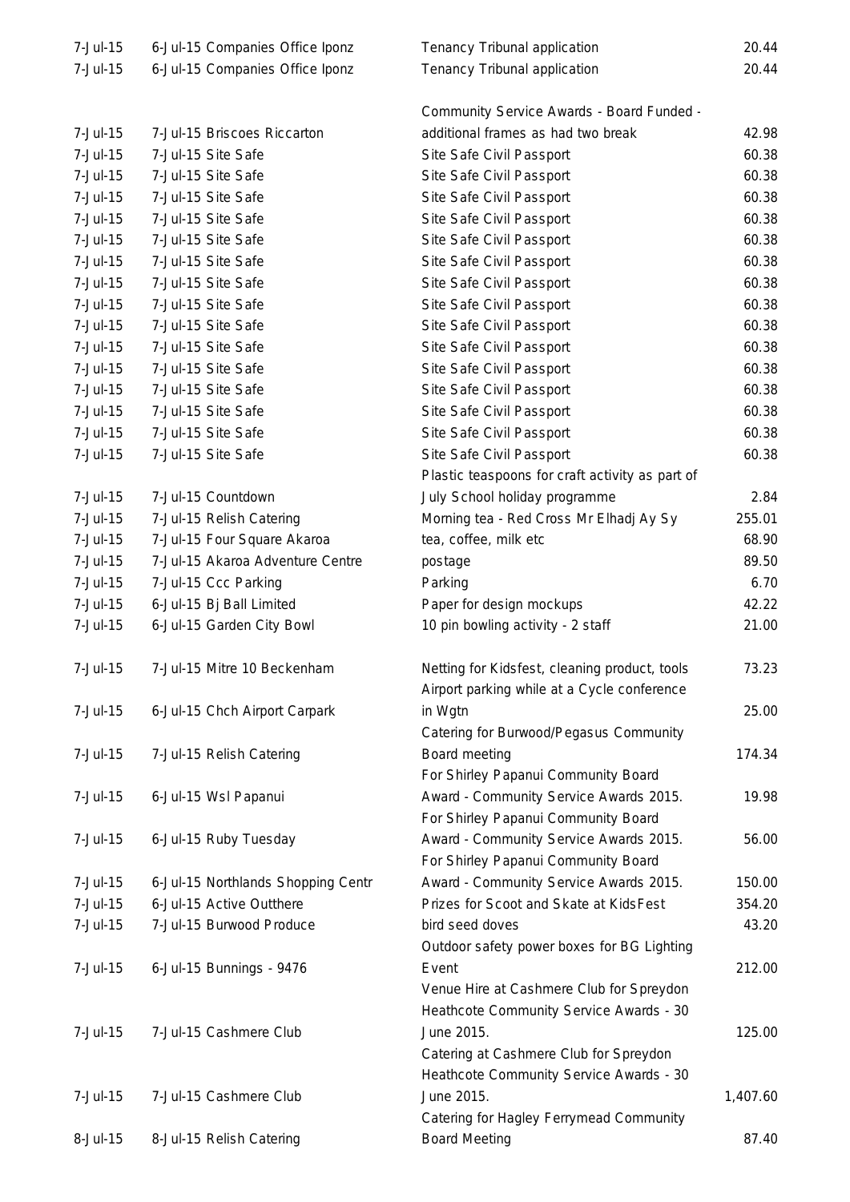| | | | |
|---|---|---|---|
| 7-Jul-15 | 6-Jul-15 Companies Office Iponz | Tenancy Tribunal application | 20.44 |
| 7-Jul-15 | 6-Jul-15 Companies Office Iponz | Tenancy Tribunal application | 20.44 |
| 7-Jul-15 | 7-Jul-15 Briscoes Riccarton | Community Service Awards - Board Funded - additional frames as had two break | 42.98 |
| 7-Jul-15 | 7-Jul-15 Site Safe | Site Safe Civil Passport | 60.38 |
| 7-Jul-15 | 7-Jul-15 Site Safe | Site Safe Civil Passport | 60.38 |
| 7-Jul-15 | 7-Jul-15 Site Safe | Site Safe Civil Passport | 60.38 |
| 7-Jul-15 | 7-Jul-15 Site Safe | Site Safe Civil Passport | 60.38 |
| 7-Jul-15 | 7-Jul-15 Site Safe | Site Safe Civil Passport | 60.38 |
| 7-Jul-15 | 7-Jul-15 Site Safe | Site Safe Civil Passport | 60.38 |
| 7-Jul-15 | 7-Jul-15 Site Safe | Site Safe Civil Passport | 60.38 |
| 7-Jul-15 | 7-Jul-15 Site Safe | Site Safe Civil Passport | 60.38 |
| 7-Jul-15 | 7-Jul-15 Site Safe | Site Safe Civil Passport | 60.38 |
| 7-Jul-15 | 7-Jul-15 Site Safe | Site Safe Civil Passport | 60.38 |
| 7-Jul-15 | 7-Jul-15 Site Safe | Site Safe Civil Passport | 60.38 |
| 7-Jul-15 | 7-Jul-15 Site Safe | Site Safe Civil Passport | 60.38 |
| 7-Jul-15 | 7-Jul-15 Site Safe | Site Safe Civil Passport | 60.38 |
| 7-Jul-15 | 7-Jul-15 Site Safe | Site Safe Civil Passport | 60.38 |
| 7-Jul-15 | 7-Jul-15 Site Safe | Site Safe Civil Passport | 60.38 |
| 7-Jul-15 | 7-Jul-15 Countdown | Plastic teaspoons for craft activity as part of July School holiday programme | 2.84 |
| 7-Jul-15 | 7-Jul-15 Relish Catering | Morning tea - Red Cross Mr Elhadj Ay Sy | 255.01 |
| 7-Jul-15 | 7-Jul-15 Four Square Akaroa | tea, coffee, milk etc | 68.90 |
| 7-Jul-15 | 7-Jul-15 Akaroa Adventure Centre | postage | 89.50 |
| 7-Jul-15 | 7-Jul-15 Ccc Parking | Parking | 6.70 |
| 7-Jul-15 | 6-Jul-15 Bj Ball Limited | Paper for design mockups | 42.22 |
| 7-Jul-15 | 6-Jul-15 Garden City Bowl | 10 pin bowling activity - 2 staff | 21.00 |
| 7-Jul-15 | 7-Jul-15 Mitre 10 Beckenham | Netting for Kidsfest, cleaning product, tools | 73.23 |
| 7-Jul-15 | 6-Jul-15 Chch Airport Carpark | Airport parking while at a Cycle conference in Wgtn | 25.00 |
| 7-Jul-15 | 7-Jul-15 Relish Catering | Catering for Burwood/Pegasus Community Board meeting | 174.34 |
| 7-Jul-15 | 6-Jul-15 Wsl Papanui | For Shirley Papanui Community Board Award - Community Service Awards 2015. | 19.98 |
| 7-Jul-15 | 6-Jul-15 Ruby Tuesday | For Shirley Papanui Community Board Award - Community Service Awards 2015. | 56.00 |
| 7-Jul-15 | 6-Jul-15 Northlands Shopping Centr | For Shirley Papanui Community Board Award - Community Service Awards 2015. | 150.00 |
| 7-Jul-15 | 6-Jul-15 Active Outthere | Prizes for Scoot and Skate at KidsFest | 354.20 |
| 7-Jul-15 | 7-Jul-15 Burwood Produce | bird seed doves | 43.20 |
| 7-Jul-15 | 6-Jul-15 Bunnings - 9476 | Outdoor safety power boxes for BG Lighting Event | 212.00 |
| 7-Jul-15 | 7-Jul-15 Cashmere Club | Venue Hire at Cashmere Club for Spreydon Heathcote Community Service Awards - 30 June 2015. | 125.00 |
| 7-Jul-15 | 7-Jul-15 Cashmere Club | Catering at Cashmere Club for Spreydon Heathcote Community Service Awards - 30 June 2015. | 1,407.60 |
| 8-Jul-15 | 8-Jul-15 Relish Catering | Catering for Hagley Ferrymead Community Board Meeting | 87.40 |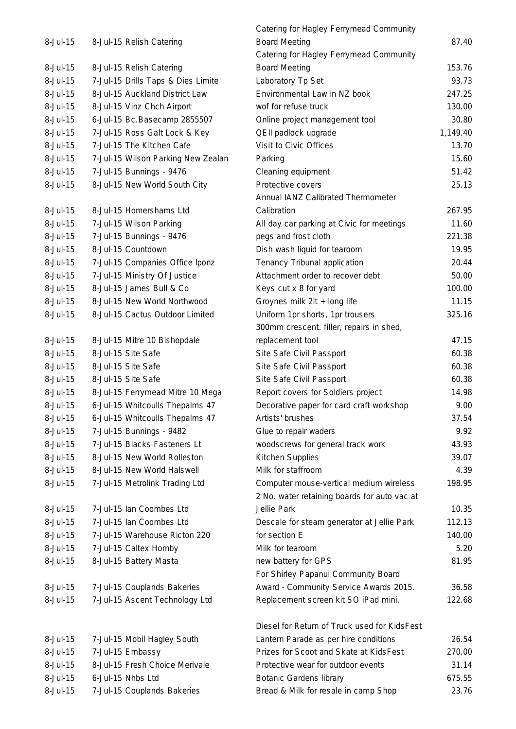| | | | |
|---|---|---|---|
| 8-Jul-15 | 8-Jul-15 Relish Catering | Catering for Hagley Ferrymead Community Board Meeting | 87.40 |
| 8-Jul-15 | 8-Jul-15 Relish Catering | Catering for Hagley Ferrymead Community Board Meeting | 153.76 |
| 8-Jul-15 | 7-Jul-15 Drills Taps & Dies Limite | Laboratory Tp Set | 93.73 |
| 8-Jul-15 | 8-Jul-15 Auckland District Law | Environmental Law in NZ book | 247.25 |
| 8-Jul-15 | 8-Jul-15 Vinz Chch Airport | wof for refuse truck | 130.00 |
| 8-Jul-15 | 6-Jul-15 Bc.Basecamp 2855507 | Online project management tool | 30.80 |
| 8-Jul-15 | 7-Jul-15 Ross Galt Lock & Key | QEII padlock upgrade | 1,149.40 |
| 8-Jul-15 | 7-Jul-15 The Kitchen Cafe | Visit to Civic Offices | 13.70 |
| 8-Jul-15 | 7-Jul-15 Wilson Parking New Zealan | Parking | 15.60 |
| 8-Jul-15 | 7-Jul-15 Bunnings - 9476 | Cleaning equipment | 51.42 |
| 8-Jul-15 | 8-Jul-15 New World South City | Protective covers | 25.13 |
| 8-Jul-15 | 8-Jul-15 Homershams Ltd | Annual IANZ Calibrated Thermometer Calibration | 267.95 |
| 8-Jul-15 | 7-Jul-15 Wilson Parking | All day car parking at Civic for meetings | 11.60 |
| 8-Jul-15 | 7-Jul-15 Bunnings - 9476 | pegs and frost cloth | 221.38 |
| 8-Jul-15 | 8-Jul-15 Countdown | Dish wash liquid for tearoom | 19.95 |
| 8-Jul-15 | 7-Jul-15 Companies Office Iponz | Tenancy Tribunal application | 20.44 |
| 8-Jul-15 | 7-Jul-15 Ministry Of Justice | Attachment order to recover debt | 50.00 |
| 8-Jul-15 | 8-Jul-15 James Bull & Co | Keys cut x 8 for yard | 100.00 |
| 8-Jul-15 | 8-Jul-15 New World Northwood | Groynes milk 2lt + long life | 11.15 |
| 8-Jul-15 | 8-Jul-15 Cactus Outdoor Limited | Uniform 1pr shorts, 1pr trousers | 325.16 |
| 8-Jul-15 | 8-Jul-15 Mitre 10 Bishopdale | 300mm crescent. filler, repairs in shed, replacement tool | 47.15 |
| 8-Jul-15 | 8-Jul-15 Site Safe | Site Safe Civil Passport | 60.38 |
| 8-Jul-15 | 8-Jul-15 Site Safe | Site Safe Civil Passport | 60.38 |
| 8-Jul-15 | 8-Jul-15 Site Safe | Site Safe Civil Passport | 60.38 |
| 8-Jul-15 | 8-Jul-15 Ferrymead Mitre 10 Mega | Report covers for Soldiers project | 14.98 |
| 8-Jul-15 | 6-Jul-15 Whitcoulls Thepalms 47 | Decorative paper for card craft workshop | 9.00 |
| 8-Jul-15 | 6-Jul-15 Whitcoulls Thepalms 47 | Artists' brushes | 37.54 |
| 8-Jul-15 | 7-Jul-15 Bunnings - 9482 | Glue to repair waders | 9.92 |
| 8-Jul-15 | 7-Jul-15 Blacks Fasteners Lt | woodscrews for general track work | 43.93 |
| 8-Jul-15 | 8-Jul-15 New World Rolleston | Kitchen Supplies | 39.07 |
| 8-Jul-15 | 8-Jul-15 New World Halswell | Milk for staffroom | 4.39 |
| 8-Jul-15 | 7-Jul-15 Metrolink Trading Ltd | Computer mouse-vertical medium wireless | 198.95 |
| 8-Jul-15 | 7-Jul-15 Ian Coombes Ltd | 2 No. water retaining boards for auto vac at Jellie Park | 10.35 |
| 8-Jul-15 | 7-Jul-15 Ian Coombes Ltd | Descale for steam generator at Jellie Park | 112.13 |
| 8-Jul-15 | 7-Jul-15 Warehouse Ricton 220 | for section E | 140.00 |
| 8-Jul-15 | 7-Jul-15 Caltex Hornby | Milk for tearoom | 5.20 |
| 8-Jul-15 | 8-Jul-15 Battery Masta | new battery for GPS | 81.95 |
| 8-Jul-15 | 7-Jul-15 Couplands Bakeries | For Shirley Papanui Community Board Award - Community Service Awards 2015. | 36.58 |
| 8-Jul-15 | 7-Jul-15 Ascent Technology Ltd | Replacement screen kit SO iPad mini. | 122.68 |
| 8-Jul-15 | 7-Jul-15 Mobil Hagley South | Diesel for Return of Truck used for KidsFest Lantern Parade as per hire conditions | 26.54 |
| 8-Jul-15 | 7-Jul-15 Embassy | Prizes for Scoot and Skate at KidsFest | 270.00 |
| 8-Jul-15 | 8-Jul-15 Fresh Choice Merivale | Protective wear for outdoor events | 31.14 |
| 8-Jul-15 | 6-Jul-15 Nhbs Ltd | Botanic Gardens library | 675.55 |
| 8-Jul-15 | 7-Jul-15 Couplands Bakeries | Bread & Milk for resale in camp Shop | 23.76 |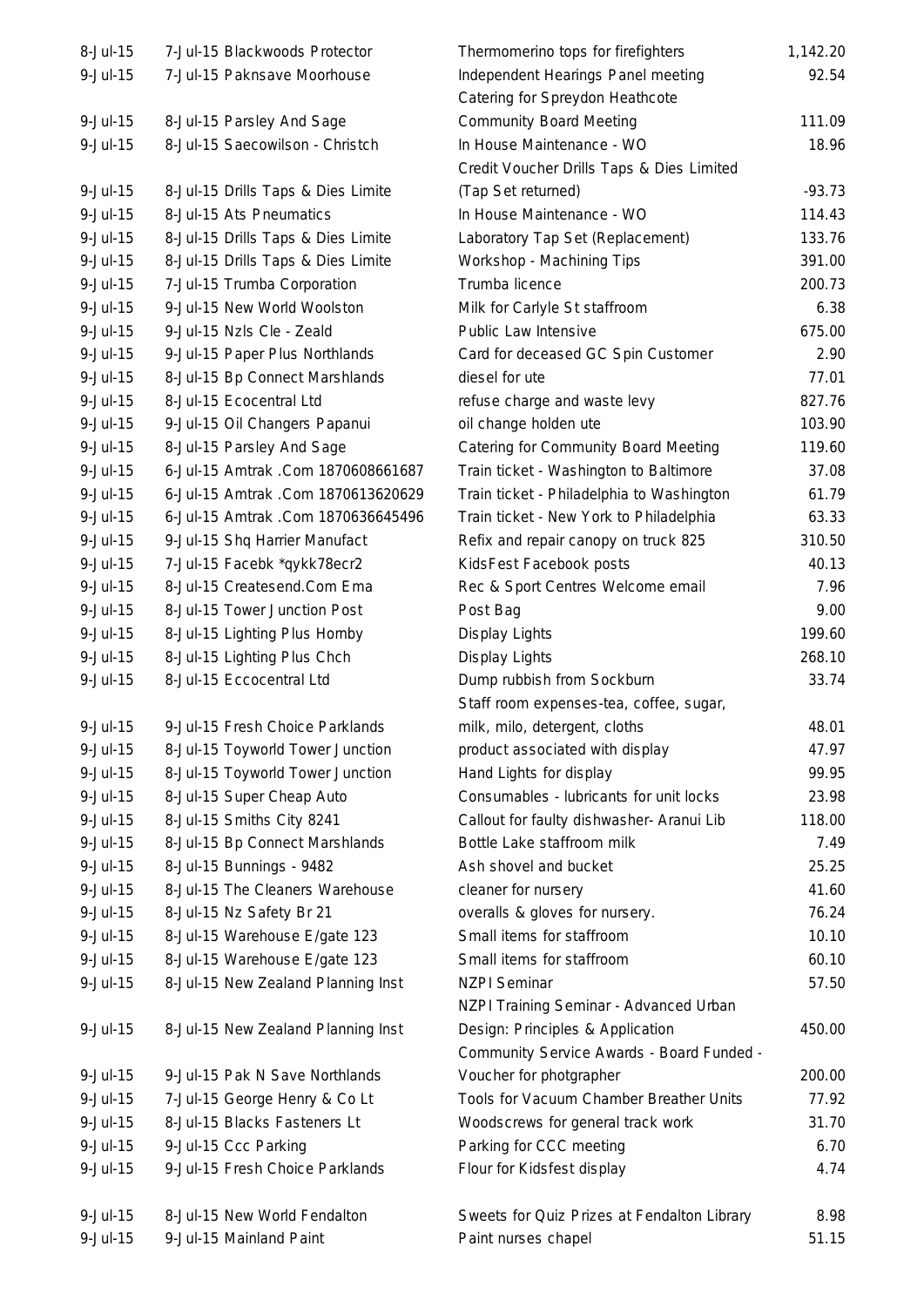| | | | |
|---|---|---|---|
| 8-Jul-15 | 7-Jul-15 Blackwoods Protector | Thermomerino tops for firefighters | 1,142.20 |
| 9-Jul-15 | 7-Jul-15 Paknsave Moorhouse | Independent Hearings Panel meeting | 92.54 |
| 9-Jul-15 | 8-Jul-15 Parsley And Sage | Catering for Spreydon Heathcote Community Board Meeting | 111.09 |
| 9-Jul-15 | 8-Jul-15 Saecowilson - Christch | In House Maintenance - WO | 18.96 |
| 9-Jul-15 | 8-Jul-15 Drills Taps & Dies Limite | Credit Voucher Drills Taps & Dies Limited (Tap Set returned) | -93.73 |
| 9-Jul-15 | 8-Jul-15 Ats Pneumatics | In House Maintenance - WO | 114.43 |
| 9-Jul-15 | 8-Jul-15 Drills Taps & Dies Limite | Laboratory Tap Set (Replacement) | 133.76 |
| 9-Jul-15 | 8-Jul-15 Drills Taps & Dies Limite | Workshop - Machining Tips | 391.00 |
| 9-Jul-15 | 7-Jul-15 Trumba Corporation | Trumba licence | 200.73 |
| 9-Jul-15 | 9-Jul-15 New World Woolston | Milk for Carlyle St staffroom | 6.38 |
| 9-Jul-15 | 9-Jul-15 Nzls Cle - Zeald | Public Law Intensive | 675.00 |
| 9-Jul-15 | 9-Jul-15 Paper Plus Northlands | Card for deceased GC Spin Customer | 2.90 |
| 9-Jul-15 | 8-Jul-15 Bp Connect Marshlands | diesel for ute | 77.01 |
| 9-Jul-15 | 8-Jul-15 Ecocentral Ltd | refuse charge and waste levy | 827.76 |
| 9-Jul-15 | 9-Jul-15 Oil Changers Papanui | oil change holden ute | 103.90 |
| 9-Jul-15 | 8-Jul-15 Parsley And Sage | Catering for Community Board Meeting | 119.60 |
| 9-Jul-15 | 6-Jul-15 Amtrak .Com 1870608661687 | Train ticket - Washington to Baltimore | 37.08 |
| 9-Jul-15 | 6-Jul-15 Amtrak .Com 1870613620629 | Train ticket - Philadelphia to Washington | 61.79 |
| 9-Jul-15 | 6-Jul-15 Amtrak .Com 1870636645496 | Train ticket - New York to Philadelphia | 63.33 |
| 9-Jul-15 | 9-Jul-15 Shq Harrier Manufact | Refix and repair canopy on truck 825 | 310.50 |
| 9-Jul-15 | 7-Jul-15 Facebk *qykk78ecr2 | KidsFest Facebook posts | 40.13 |
| 9-Jul-15 | 8-Jul-15 Createsend.Com Ema | Rec & Sport Centres Welcome email | 7.96 |
| 9-Jul-15 | 8-Jul-15 Tower Junction Post | Post Bag | 9.00 |
| 9-Jul-15 | 8-Jul-15 Lighting Plus Hornby | Display Lights | 199.60 |
| 9-Jul-15 | 8-Jul-15 Lighting Plus Chch | Display Lights | 268.10 |
| 9-Jul-15 | 8-Jul-15 Eccocentral Ltd | Dump rubbish from Sockburn | 33.74 |
| 9-Jul-15 | 9-Jul-15 Fresh Choice Parklands | Staff room expenses-tea, coffee, sugar, milk, milo, detergent, cloths | 48.01 |
| 9-Jul-15 | 8-Jul-15 Toyworld Tower Junction | product associated with display | 47.97 |
| 9-Jul-15 | 8-Jul-15 Toyworld Tower Junction | Hand Lights for display | 99.95 |
| 9-Jul-15 | 8-Jul-15 Super Cheap Auto | Consumables - lubricants for unit locks | 23.98 |
| 9-Jul-15 | 8-Jul-15 Smiths City 8241 | Callout for faulty dishwasher- Aranui Lib | 118.00 |
| 9-Jul-15 | 8-Jul-15 Bp Connect Marshlands | Bottle Lake staffroom milk | 7.49 |
| 9-Jul-15 | 8-Jul-15 Bunnings - 9482 | Ash shovel and bucket | 25.25 |
| 9-Jul-15 | 8-Jul-15 The Cleaners Warehouse | cleaner for nursery | 41.60 |
| 9-Jul-15 | 8-Jul-15 Nz Safety Br 21 | overalls & gloves for nursery. | 76.24 |
| 9-Jul-15 | 8-Jul-15 Warehouse E/gate 123 | Small items for staffroom | 10.10 |
| 9-Jul-15 | 8-Jul-15 Warehouse E/gate 123 | Small items for staffroom | 60.10 |
| 9-Jul-15 | 8-Jul-15 New Zealand Planning Inst | NZPI Seminar | 57.50 |
| 9-Jul-15 | 8-Jul-15 New Zealand Planning Inst | NZPI Training Seminar - Advanced Urban Design: Principles & Application | 450.00 |
| 9-Jul-15 | 9-Jul-15 Pak N Save Northlands | Community Service Awards - Board Funded - Voucher for photgrapher | 200.00 |
| 9-Jul-15 | 7-Jul-15 George Henry & Co Lt | Tools for Vacuum Chamber Breather Units | 77.92 |
| 9-Jul-15 | 8-Jul-15 Blacks Fasteners Lt | Woodscrews for general track work | 31.70 |
| 9-Jul-15 | 9-Jul-15 Ccc Parking | Parking for CCC meeting | 6.70 |
| 9-Jul-15 | 9-Jul-15 Fresh Choice Parklands | Flour for Kidsfest display | 4.74 |
| 9-Jul-15 | 8-Jul-15 New World Fendalton | Sweets for Quiz Prizes at Fendalton Library | 8.98 |
| 9-Jul-15 | 9-Jul-15 Mainland Paint | Paint nurses chapel | 51.15 |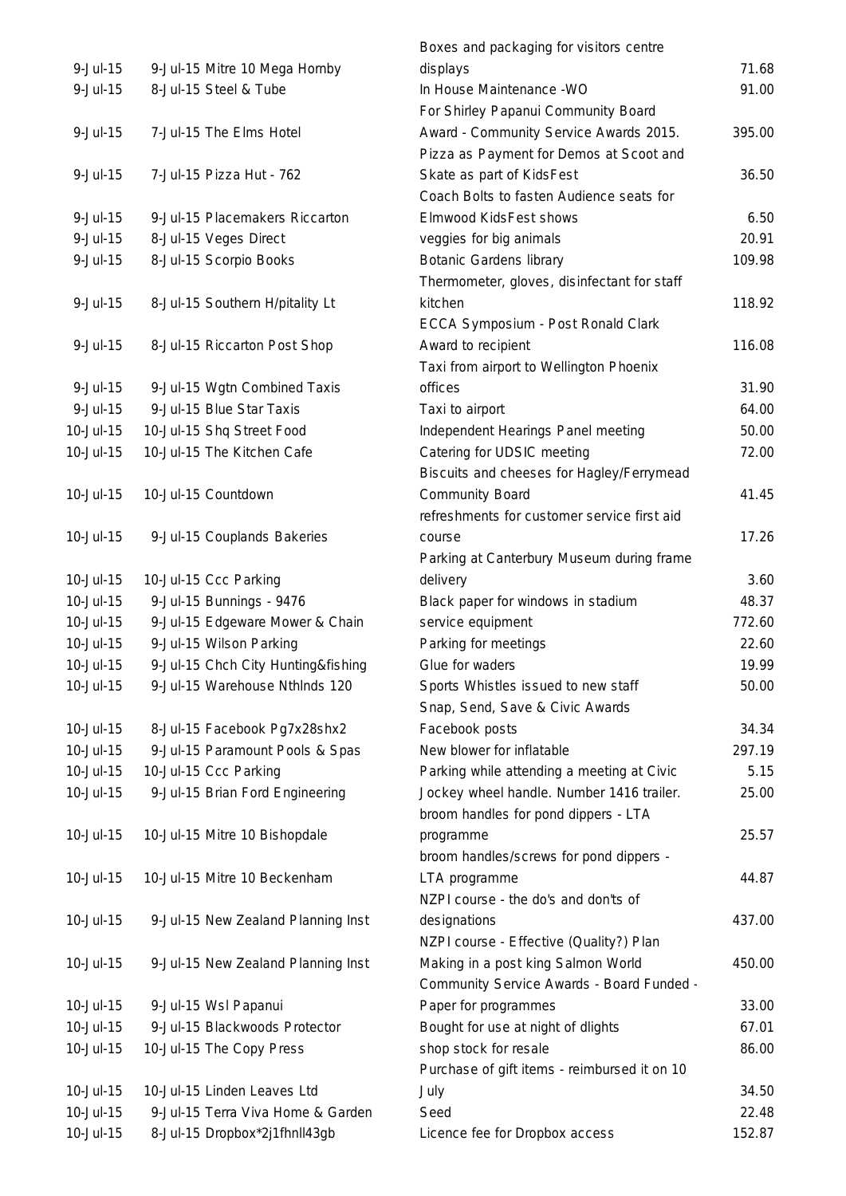| | | | |
|---|---|---|---|
| 9-Jul-15 | 9-Jul-15 Mitre 10 Mega Hornby | Boxes and packaging for visitors centre displays | 71.68 |
| 9-Jul-15 | 8-Jul-15 Steel & Tube | In House Maintenance -WO | 91.00 |
| 9-Jul-15 | 7-Jul-15 The Elms Hotel | For Shirley Papanui Community Board Award - Community Service Awards 2015. | 395.00 |
| 9-Jul-15 | 7-Jul-15 Pizza Hut - 762 | Pizza as Payment for Demos at Scoot and Skate as part of KidsFest | 36.50 |
| 9-Jul-15 | 9-Jul-15 Placemakers Riccarton | Coach Bolts to fasten Audience seats for Elmwood KidsFest shows | 6.50 |
| 9-Jul-15 | 8-Jul-15 Veges Direct | veggies for big animals | 20.91 |
| 9-Jul-15 | 8-Jul-15 Scorpio Books | Botanic Gardens library | 109.98 |
| 9-Jul-15 | 8-Jul-15 Southern H/pitality Lt | Thermometer, gloves, disinfectant for staff kitchen | 118.92 |
| 9-Jul-15 | 8-Jul-15 Riccarton Post Shop | ECCA Symposium - Post Ronald Clark Award to recipient | 116.08 |
| 9-Jul-15 | 9-Jul-15 Wgtn Combined Taxis | Taxi from airport to Wellington Phoenix offices | 31.90 |
| 9-Jul-15 | 9-Jul-15 Blue Star Taxis | Taxi to airport | 64.00 |
| 10-Jul-15 | 10-Jul-15 Shq Street Food | Independent Hearings Panel meeting | 50.00 |
| 10-Jul-15 | 10-Jul-15 The Kitchen Cafe | Catering for UDSIC meeting | 72.00 |
| 10-Jul-15 | 10-Jul-15 Countdown | Biscuits and cheeses for Hagley/Ferrymead Community Board | 41.45 |
| 10-Jul-15 | 9-Jul-15 Couplands Bakeries | refreshments for customer service first aid course | 17.26 |
| 10-Jul-15 | 10-Jul-15 Ccc Parking | Parking at Canterbury Museum during frame delivery | 3.60 |
| 10-Jul-15 | 9-Jul-15 Bunnings - 9476 | Black paper for windows in stadium | 48.37 |
| 10-Jul-15 | 9-Jul-15 Edgeware Mower & Chain | service equipment | 772.60 |
| 10-Jul-15 | 9-Jul-15 Wilson Parking | Parking for meetings | 22.60 |
| 10-Jul-15 | 9-Jul-15 Chch City Hunting&fishing | Glue for waders | 19.99 |
| 10-Jul-15 | 9-Jul-15 Warehouse Nthlnds 120 | Sports Whistles issued to new staff | 50.00 |
| 10-Jul-15 | 8-Jul-15 Facebook Pg7x28shx2 | Snap, Send, Save & Civic Awards Facebook posts | 34.34 |
| 10-Jul-15 | 9-Jul-15 Paramount Pools & Spas | New blower for inflatable | 297.19 |
| 10-Jul-15 | 10-Jul-15 Ccc Parking | Parking while attending a meeting at Civic | 5.15 |
| 10-Jul-15 | 9-Jul-15 Brian Ford Engineering | Jockey wheel handle. Number 1416 trailer. | 25.00 |
| 10-Jul-15 | 10-Jul-15 Mitre 10 Bishopdale | broom handles for pond dippers - LTA programme | 25.57 |
| 10-Jul-15 | 10-Jul-15 Mitre 10 Beckenham | broom handles/screws for pond dippers - LTA programme | 44.87 |
| 10-Jul-15 | 9-Jul-15 New Zealand Planning Inst | NZPI course - the do's and don'ts of designations | 437.00 |
| 10-Jul-15 | 9-Jul-15 New Zealand Planning Inst | NZPI course - Effective (Quality?) Plan Making in a post king Salmon World | 450.00 |
| 10-Jul-15 | 9-Jul-15 Wsl Papanui | Community Service Awards - Board Funded - Paper for programmes | 33.00 |
| 10-Jul-15 | 9-Jul-15 Blackwoods Protector | Bought for use at night of dlights | 67.01 |
| 10-Jul-15 | 10-Jul-15 The Copy Press | shop stock for resale | 86.00 |
| 10-Jul-15 | 10-Jul-15 Linden Leaves Ltd | Purchase of gift items - reimbursed it on 10 July | 34.50 |
| 10-Jul-15 | 9-Jul-15 Terra Viva Home & Garden | Seed | 22.48 |
| 10-Jul-15 | 8-Jul-15 Dropbox*2j1fhnll43gb | Licence fee for Dropbox access | 152.87 |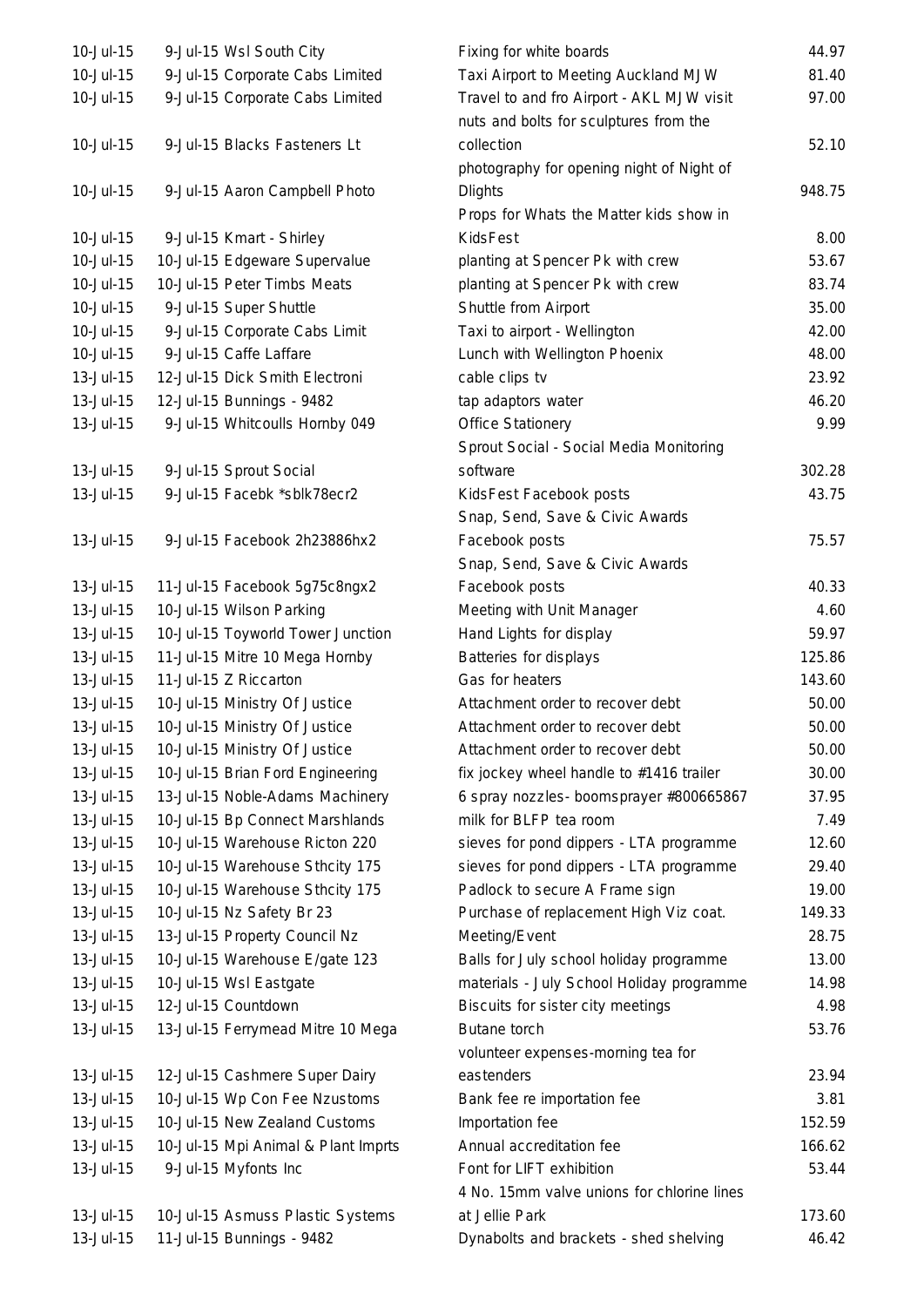| | | | |
|---|---|---|---|
| 10-Jul-15 | 9-Jul-15 Wsl South City | Fixing for white boards | 44.97 |
| 10-Jul-15 | 9-Jul-15 Corporate Cabs Limited | Taxi Airport to Meeting Auckland MJW | 81.40 |
| 10-Jul-15 | 9-Jul-15 Corporate Cabs Limited | Travel to and fro Airport - AKL MJW visit | 97.00 |
| 10-Jul-15 | 9-Jul-15 Blacks Fasteners Lt | nuts and bolts for sculptures from the collection | 52.10 |
| 10-Jul-15 | 9-Jul-15 Aaron Campbell Photo | photography for opening night of Night of Dlights | 948.75 |
| 10-Jul-15 | 9-Jul-15 Kmart - Shirley | Props for Whats the Matter kids show in KidsFest | 8.00 |
| 10-Jul-15 | 10-Jul-15 Edgeware Supervalue | planting at Spencer Pk with crew | 53.67 |
| 10-Jul-15 | 10-Jul-15 Peter Timbs Meats | planting at Spencer Pk with crew | 83.74 |
| 10-Jul-15 | 9-Jul-15 Super Shuttle | Shuttle from Airport | 35.00 |
| 10-Jul-15 | 9-Jul-15 Corporate Cabs Limit | Taxi to airport - Wellington | 42.00 |
| 10-Jul-15 | 9-Jul-15 Caffe Laffare | Lunch with Wellington Phoenix | 48.00 |
| 13-Jul-15 | 12-Jul-15 Dick Smith Electroni | cable clips tv | 23.92 |
| 13-Jul-15 | 12-Jul-15 Bunnings - 9482 | tap adaptors water | 46.20 |
| 13-Jul-15 | 9-Jul-15 Whitcoulls Hornby 049 | Office Stationery | 9.99 |
| 13-Jul-15 | 9-Jul-15 Sprout Social | Sprout Social - Social Media Monitoring software | 302.28 |
| 13-Jul-15 | 9-Jul-15 Facebk *sblk78ecr2 | KidsFest Facebook posts | 43.75 |
| 13-Jul-15 | 9-Jul-15 Facebook 2h23886hx2 | Snap, Send, Save & Civic Awards Facebook posts | 75.57 |
| 13-Jul-15 | 11-Jul-15 Facebook 5g75c8ngx2 | Snap, Send, Save & Civic Awards Facebook posts | 40.33 |
| 13-Jul-15 | 10-Jul-15 Wilson Parking | Meeting with Unit Manager | 4.60 |
| 13-Jul-15 | 10-Jul-15 Toyworld Tower Junction | Hand Lights for display | 59.97 |
| 13-Jul-15 | 11-Jul-15 Mitre 10 Mega Hornby | Batteries for displays | 125.86 |
| 13-Jul-15 | 11-Jul-15 Z Riccarton | Gas for heaters | 143.60 |
| 13-Jul-15 | 10-Jul-15 Ministry Of Justice | Attachment order to recover debt | 50.00 |
| 13-Jul-15 | 10-Jul-15 Ministry Of Justice | Attachment order to recover debt | 50.00 |
| 13-Jul-15 | 10-Jul-15 Ministry Of Justice | Attachment order to recover debt | 50.00 |
| 13-Jul-15 | 10-Jul-15 Brian Ford Engineering | fix jockey wheel handle to #1416 trailer | 30.00 |
| 13-Jul-15 | 13-Jul-15 Noble-Adams Machinery | 6 spray nozzles- boomsprayer #800665867 | 37.95 |
| 13-Jul-15 | 10-Jul-15 Bp Connect Marshlands | milk for BLFP tea room | 7.49 |
| 13-Jul-15 | 10-Jul-15 Warehouse Ricton 220 | sieves for pond dippers - LTA programme | 12.60 |
| 13-Jul-15 | 10-Jul-15 Warehouse Sthcity 175 | sieves for pond dippers - LTA programme | 29.40 |
| 13-Jul-15 | 10-Jul-15 Warehouse Sthcity 175 | Padlock to secure A Frame sign | 19.00 |
| 13-Jul-15 | 10-Jul-15 Nz Safety Br 23 | Purchase of replacement High Viz coat. | 149.33 |
| 13-Jul-15 | 13-Jul-15 Property Council Nz | Meeting/Event | 28.75 |
| 13-Jul-15 | 10-Jul-15 Warehouse E/gate 123 | Balls for July school holiday programme | 13.00 |
| 13-Jul-15 | 10-Jul-15 Wsl Eastgate | materials - July School Holiday programme | 14.98 |
| 13-Jul-15 | 12-Jul-15 Countdown | Biscuits for sister city meetings | 4.98 |
| 13-Jul-15 | 13-Jul-15 Ferrymead Mitre 10 Mega | Butane torch | 53.76 |
| 13-Jul-15 | 12-Jul-15 Cashmere Super Dairy | volunteer expenses-morning tea for eastenders | 23.94 |
| 13-Jul-15 | 10-Jul-15 Wp Con Fee Nzustoms | Bank fee re importation fee | 3.81 |
| 13-Jul-15 | 10-Jul-15 New Zealand Customs | Importation fee | 152.59 |
| 13-Jul-15 | 10-Jul-15 Mpi Animal & Plant Imprts | Annual accreditation fee | 166.62 |
| 13-Jul-15 | 9-Jul-15 Myfonts Inc | Font for LIFT exhibition | 53.44 |
| 13-Jul-15 | 10-Jul-15 Asmuss Plastic Systems | 4 No. 15mm valve unions for chlorine lines at Jellie Park | 173.60 |
| 13-Jul-15 | 11-Jul-15 Bunnings - 9482 | Dynabolts and brackets - shed shelving | 46.42 |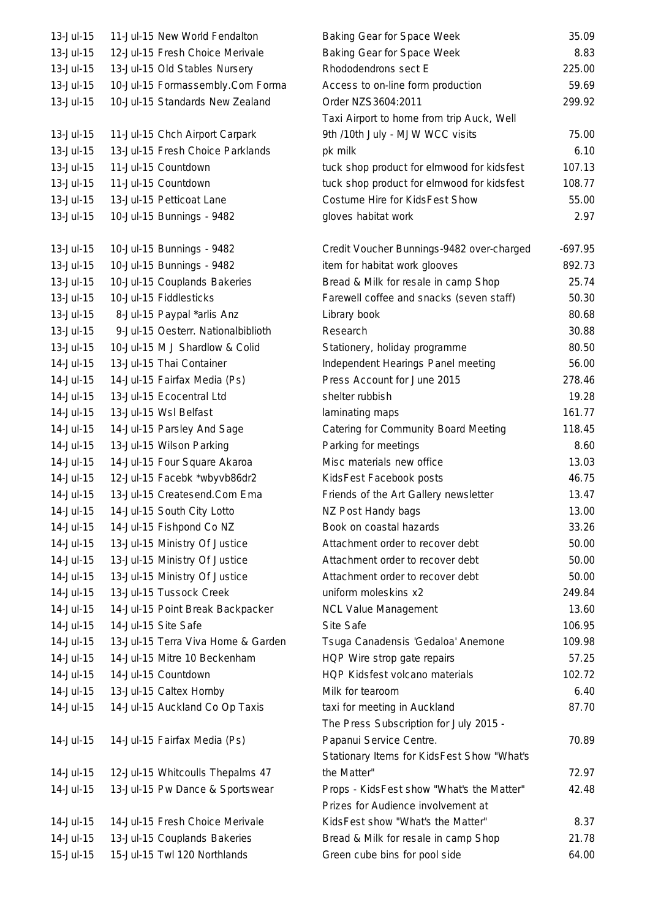| | | | |
|---|---|---|---|
| 13-Jul-15 | 11-Jul-15 New World Fendalton | Baking Gear for Space Week | 35.09 |
| 13-Jul-15 | 12-Jul-15 Fresh Choice Merivale | Baking Gear for Space Week | 8.83 |
| 13-Jul-15 | 13-Jul-15 Old Stables Nursery | Rhododendrons sect E | 225.00 |
| 13-Jul-15 | 10-Jul-15 Formassembly.Com Forma | Access to on-line form production | 59.69 |
| 13-Jul-15 | 10-Jul-15 Standards New Zealand | Order NZS3604:2011 | 299.92 |
| 13-Jul-15 | 11-Jul-15 Chch Airport Carpark | Taxi Airport to home from trip Auck, Well 9th /10th July - MJW WCC visits | 75.00 |
| 13-Jul-15 | 13-Jul-15 Fresh Choice Parklands | pk milk | 6.10 |
| 13-Jul-15 | 11-Jul-15 Countdown | tuck shop product for elmwood for kidsfest | 107.13 |
| 13-Jul-15 | 11-Jul-15 Countdown | tuck shop product for elmwood for kidsfest | 108.77 |
| 13-Jul-15 | 13-Jul-15 Petticoat Lane | Costume Hire for KidsFest Show | 55.00 |
| 13-Jul-15 | 10-Jul-15 Bunnings - 9482 | gloves habitat work | 2.97 |
| 13-Jul-15 | 10-Jul-15 Bunnings - 9482 | Credit Voucher Bunnings-9482 over-charged | -697.95 |
| 13-Jul-15 | 10-Jul-15 Bunnings - 9482 | item for habitat work glooves | 892.73 |
| 13-Jul-15 | 10-Jul-15 Couplands Bakeries | Bread & Milk for resale in camp Shop | 25.74 |
| 13-Jul-15 | 10-Jul-15 Fiddlesticks | Farewell coffee and snacks (seven staff) | 50.30 |
| 13-Jul-15 | 8-Jul-15 Paypal *arlis Anz | Library book | 80.68 |
| 13-Jul-15 | 9-Jul-15 Oesterr. Nationalbiblioth | Research | 30.88 |
| 13-Jul-15 | 10-Jul-15 M J Shardlow & Colid | Stationery, holiday programme | 80.50 |
| 14-Jul-15 | 13-Jul-15 Thai Container | Independent Hearings Panel meeting | 56.00 |
| 14-Jul-15 | 14-Jul-15 Fairfax Media (Ps) | Press Account for June 2015 | 278.46 |
| 14-Jul-15 | 13-Jul-15 Ecocentral Ltd | shelter rubbish | 19.28 |
| 14-Jul-15 | 13-Jul-15 Wsl Belfast | laminating maps | 161.77 |
| 14-Jul-15 | 14-Jul-15 Parsley And Sage | Catering for Community Board Meeting | 118.45 |
| 14-Jul-15 | 13-Jul-15 Wilson Parking | Parking for meetings | 8.60 |
| 14-Jul-15 | 14-Jul-15 Four Square Akaroa | Misc materials new office | 13.03 |
| 14-Jul-15 | 12-Jul-15 Facebk *wbyvb86dr2 | KidsFest Facebook posts | 46.75 |
| 14-Jul-15 | 13-Jul-15 Createsend.Com Ema | Friends of the Art Gallery newsletter | 13.47 |
| 14-Jul-15 | 14-Jul-15 South City Lotto | NZ Post Handy bags | 13.00 |
| 14-Jul-15 | 14-Jul-15 Fishpond Co NZ | Book on coastal hazards | 33.26 |
| 14-Jul-15 | 13-Jul-15 Ministry Of Justice | Attachment order to recover debt | 50.00 |
| 14-Jul-15 | 13-Jul-15 Ministry Of Justice | Attachment order to recover debt | 50.00 |
| 14-Jul-15 | 13-Jul-15 Ministry Of Justice | Attachment order to recover debt | 50.00 |
| 14-Jul-15 | 13-Jul-15 Tussock Creek | uniform moleskins x2 | 249.84 |
| 14-Jul-15 | 14-Jul-15 Point Break Backpacker | NCL Value Management | 13.60 |
| 14-Jul-15 | 14-Jul-15 Site Safe | Site Safe | 106.95 |
| 14-Jul-15 | 13-Jul-15 Terra Viva Home & Garden | Tsuga Canadensis 'Gedaloa' Anemone | 109.98 |
| 14-Jul-15 | 14-Jul-15 Mitre 10 Beckenham | HQP Wire strop gate repairs | 57.25 |
| 14-Jul-15 | 14-Jul-15 Countdown | HQP Kidsfest volcano materials | 102.72 |
| 14-Jul-15 | 13-Jul-15 Caltex Hornby | Milk for tearoom | 6.40 |
| 14-Jul-15 | 14-Jul-15 Auckland Co Op Taxis | taxi for meeting in Auckland | 87.70 |
| 14-Jul-15 | 14-Jul-15 Fairfax Media (Ps) | The Press Subscription for July 2015 - Papanui Service Centre. | 70.89 |
| 14-Jul-15 | 12-Jul-15 Whitcoulls Thepalms 47 | Stationary Items for KidsFest Show "What's the Matter" | 72.97 |
| 14-Jul-15 | 13-Jul-15 Pw Dance & Sportswear | Props - KidsFest show "What's the Matter" | 42.48 |
| 14-Jul-15 | 14-Jul-15 Fresh Choice Merivale | Prizes for Audience involvement at KidsFest show "What's the Matter" | 8.37 |
| 14-Jul-15 | 13-Jul-15 Couplands Bakeries | Bread & Milk for resale in camp Shop | 21.78 |
| 15-Jul-15 | 15-Jul-15 Twl 120 Northlands | Green cube bins for pool side | 64.00 |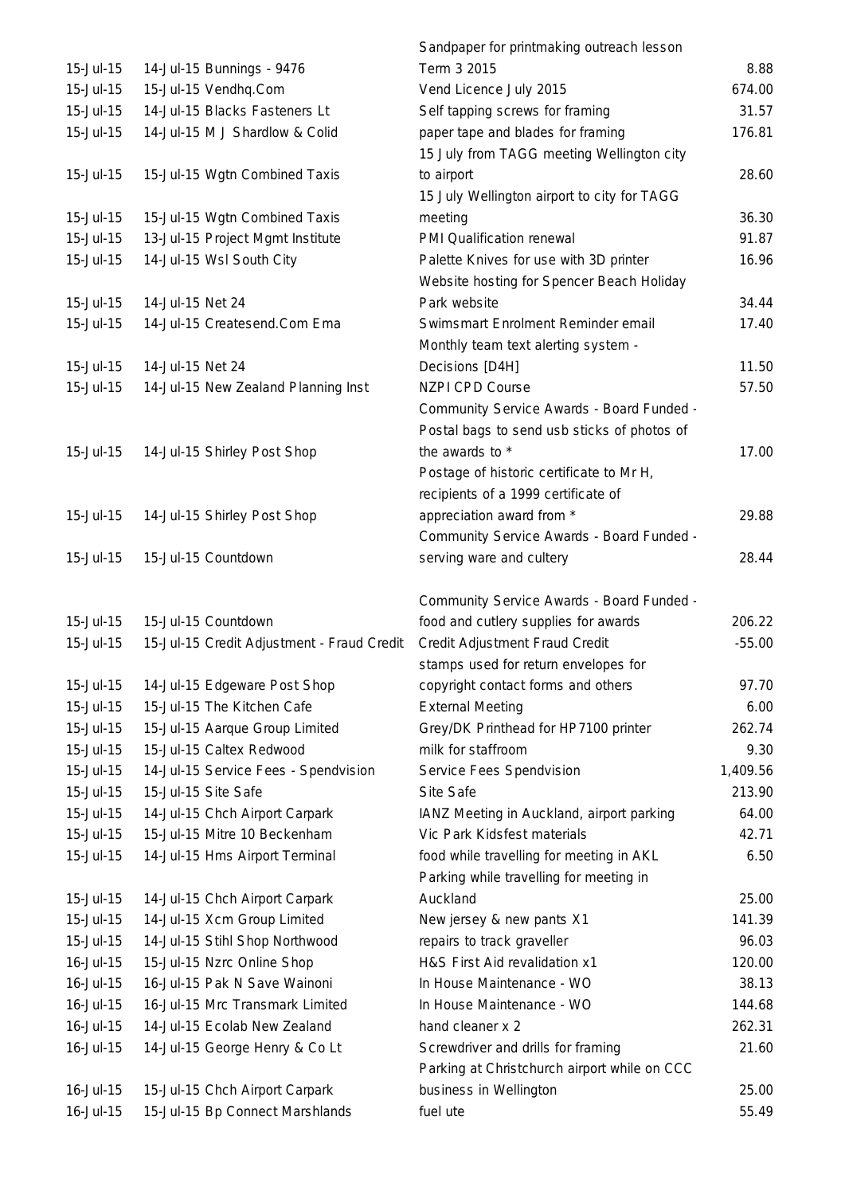| | | | |
|---|---|---|---|
| 15-Jul-15 | 14-Jul-15 Bunnings - 9476 | Sandpaper for printmaking outreach lesson Term 3 2015 | 8.88 |
| 15-Jul-15 | 15-Jul-15 Vendhq.Com | Vend Licence July 2015 | 674.00 |
| 15-Jul-15 | 14-Jul-15 Blacks Fasteners Lt | Self tapping screws for framing | 31.57 |
| 15-Jul-15 | 14-Jul-15 M J Shardlow & Colid | paper tape and blades for framing | 176.81 |
| 15-Jul-15 | 15-Jul-15 Wgtn Combined Taxis | 15 July from TAGG meeting Wellington city to airport | 28.60 |
| 15-Jul-15 | 15-Jul-15 Wgtn Combined Taxis | 15 July Wellington airport to city for TAGG meeting | 36.30 |
| 15-Jul-15 | 13-Jul-15 Project Mgmt Institute | PMI Qualification renewal | 91.87 |
| 15-Jul-15 | 14-Jul-15 Wsl South City | Palette Knives for use with 3D printer | 16.96 |
| 15-Jul-15 | 14-Jul-15 Net 24 | Website hosting for Spencer Beach Holiday Park website | 34.44 |
| 15-Jul-15 | 14-Jul-15 Createsend.Com Ema | Swimsmart Enrolment Reminder email | 17.40 |
| 15-Jul-15 | 14-Jul-15 Net 24 | Monthly team text alerting system - Decisions [D4H] | 11.50 |
| 15-Jul-15 | 14-Jul-15 New Zealand Planning Inst | NZPI CPD Course | 57.50 |
| 15-Jul-15 | 14-Jul-15 Shirley Post Shop | Community Service Awards - Board Funded - Postal bags to send usb sticks of photos of the awards to * | 17.00 |
| 15-Jul-15 | 14-Jul-15 Shirley Post Shop | Postage of historic certificate to Mr H, recipients of a 1999 certificate of appreciation award from * | 29.88 |
| 15-Jul-15 | 15-Jul-15 Countdown | Community Service Awards - Board Funded - serving ware and cultery | 28.44 |
| 15-Jul-15 | 15-Jul-15 Countdown | Community Service Awards - Board Funded - food and cutlery supplies for awards | 206.22 |
| 15-Jul-15 | 15-Jul-15 Credit Adjustment - Fraud Credit | Credit Adjustment Fraud Credit | -55.00 |
| 15-Jul-15 | 14-Jul-15 Edgeware Post Shop | stamps used for return envelopes for copyright contact forms and others | 97.70 |
| 15-Jul-15 | 15-Jul-15 The Kitchen Cafe | External Meeting | 6.00 |
| 15-Jul-15 | 15-Jul-15 Aarque Group Limited | Grey/DK Printhead for HP7100 printer | 262.74 |
| 15-Jul-15 | 15-Jul-15 Caltex Redwood | milk for staffroom | 9.30 |
| 15-Jul-15 | 14-Jul-15 Service Fees - Spendvision | Service Fees Spendvision | 1,409.56 |
| 15-Jul-15 | 15-Jul-15 Site Safe | Site Safe | 213.90 |
| 15-Jul-15 | 14-Jul-15 Chch Airport Carpark | IANZ Meeting in Auckland, airport parking | 64.00 |
| 15-Jul-15 | 15-Jul-15 Mitre 10 Beckenham | Vic Park Kidsfest materials | 42.71 |
| 15-Jul-15 | 14-Jul-15 Hms Airport Terminal | food while travelling for meeting in AKL | 6.50 |
| 15-Jul-15 | 14-Jul-15 Chch Airport Carpark | Parking while travelling for meeting in Auckland | 25.00 |
| 15-Jul-15 | 14-Jul-15 Xcm Group Limited | New jersey & new pants X1 | 141.39 |
| 15-Jul-15 | 14-Jul-15 Stihl Shop Northwood | repairs to track graveller | 96.03 |
| 16-Jul-15 | 15-Jul-15 Nzrc Online Shop | H&S First Aid revalidation x1 | 120.00 |
| 16-Jul-15 | 16-Jul-15 Pak N Save Wainoni | In House Maintenance - WO | 38.13 |
| 16-Jul-15 | 16-Jul-15 Mrc Transmark Limited | In House Maintenance - WO | 144.68 |
| 16-Jul-15 | 14-Jul-15 Ecolab New Zealand | hand cleaner x 2 | 262.31 |
| 16-Jul-15 | 14-Jul-15 George Henry & Co Lt | Screwdriver and drills for framing | 21.60 |
| 16-Jul-15 | 15-Jul-15 Chch Airport Carpark | Parking at Christchurch airport while on CCC business in Wellington | 25.00 |
| 16-Jul-15 | 15-Jul-15 Bp Connect Marshlands | fuel ute | 55.49 |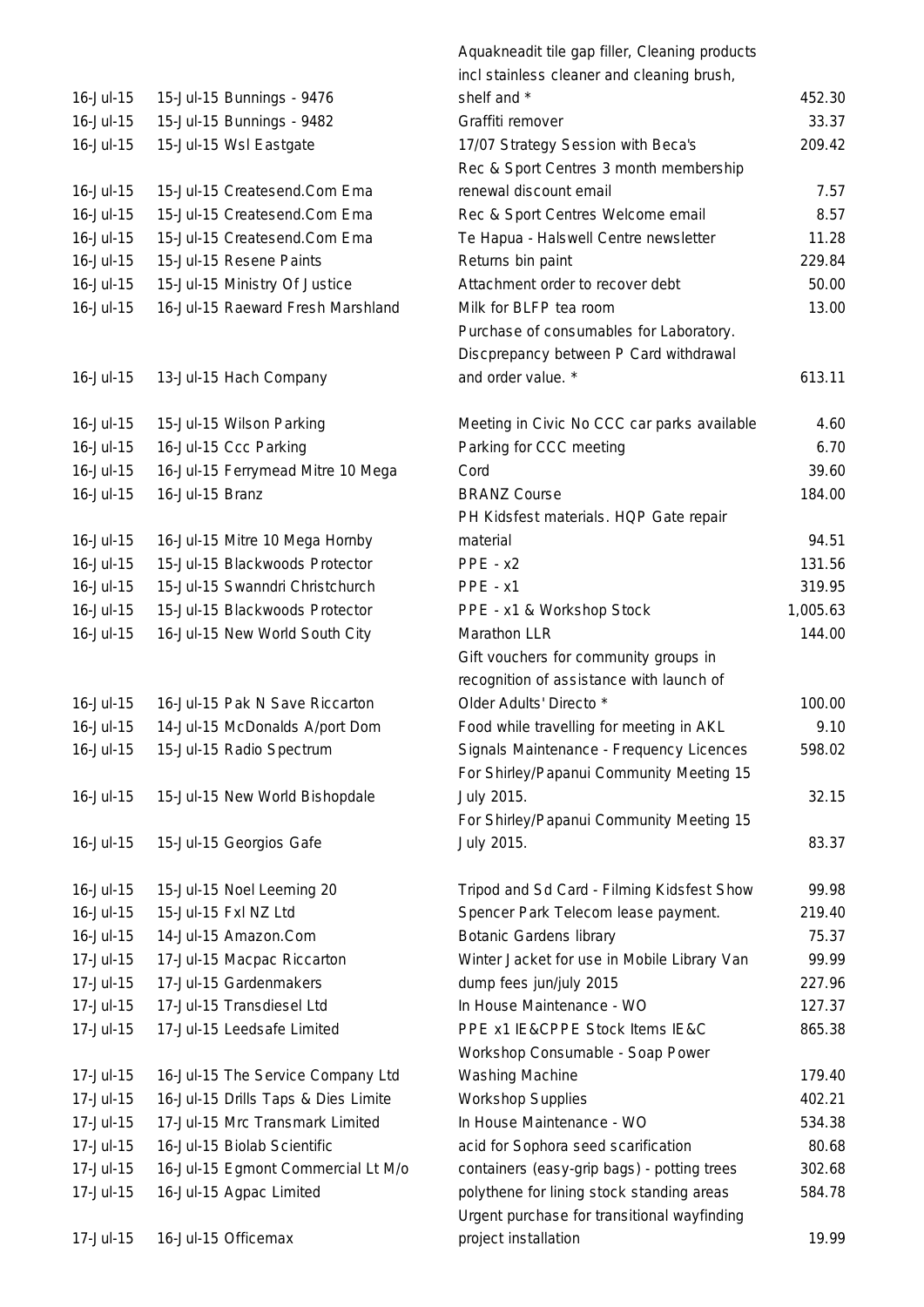| | | | |
|---|---|---|---|
| 16-Jul-15 | 15-Jul-15 Bunnings - 9476 | Aquakneadit tile gap filler, Cleaning products incl stainless cleaner and cleaning brush, shelf and * | 452.30 |
| 16-Jul-15 | 15-Jul-15 Bunnings - 9482 | Graffiti remover | 33.37 |
| 16-Jul-15 | 15-Jul-15 Wsl Eastgate | 17/07 Strategy Session with Beca's | 209.42 |
| 16-Jul-15 | 15-Jul-15 Createsend.Com Ema | Rec & Sport Centres 3 month membership renewal discount email | 7.57 |
| 16-Jul-15 | 15-Jul-15 Createsend.Com Ema | Rec & Sport Centres Welcome email | 8.57 |
| 16-Jul-15 | 15-Jul-15 Createsend.Com Ema | Te Hapua - Halswell Centre newsletter | 11.28 |
| 16-Jul-15 | 15-Jul-15 Resene Paints | Returns bin paint | 229.84 |
| 16-Jul-15 | 15-Jul-15 Ministry Of Justice | Attachment order to recover debt | 50.00 |
| 16-Jul-15 | 16-Jul-15 Raeward Fresh Marshland | Milk for BLFP tea room | 13.00 |
| 16-Jul-15 | 13-Jul-15 Hach Company | Purchase of consumables for Laboratory. Discprepancy between P Card withdrawal and order value. * | 613.11 |
| 16-Jul-15 | 15-Jul-15 Wilson Parking | Meeting in Civic No CCC car parks available | 4.60 |
| 16-Jul-15 | 16-Jul-15 Ccc Parking | Parking for CCC meeting | 6.70 |
| 16-Jul-15 | 16-Jul-15 Ferrymead Mitre 10 Mega | Cord | 39.60 |
| 16-Jul-15 | 16-Jul-15 Branz | BRANZ Course | 184.00 |
| 16-Jul-15 | 16-Jul-15 Mitre 10 Mega Hornby | PH Kidsfest materials. HQP Gate repair material | 94.51 |
| 16-Jul-15 | 15-Jul-15 Blackwoods Protector | PPE - x2 | 131.56 |
| 16-Jul-15 | 15-Jul-15 Swanndri Christchurch | PPE - x1 | 319.95 |
| 16-Jul-15 | 15-Jul-15 Blackwoods Protector | PPE - x1 & Workshop Stock | 1,005.63 |
| 16-Jul-15 | 16-Jul-15 New World South City | Marathon LLR | 144.00 |
| 16-Jul-15 | 16-Jul-15 Pak N Save Riccarton | Gift vouchers for community groups in recognition of assistance with launch of Older Adults' Directo * | 100.00 |
| 16-Jul-15 | 14-Jul-15 McDonalds A/port Dom | Food while travelling for meeting in AKL | 9.10 |
| 16-Jul-15 | 15-Jul-15 Radio Spectrum | Signals Maintenance - Frequency Licences | 598.02 |
| 16-Jul-15 | 15-Jul-15 New World Bishopdale | For Shirley/Papanui Community Meeting 15 July 2015. | 32.15 |
| 16-Jul-15 | 15-Jul-15 Georgios Gafe | For Shirley/Papanui Community Meeting 15 July 2015. | 83.37 |
| 16-Jul-15 | 15-Jul-15 Noel Leeming 20 | Tripod and Sd Card - Filming Kidsfest Show | 99.98 |
| 16-Jul-15 | 15-Jul-15 Fxl NZ Ltd | Spencer Park Telecom lease payment. | 219.40 |
| 16-Jul-15 | 14-Jul-15 Amazon.Com | Botanic Gardens library | 75.37 |
| 17-Jul-15 | 17-Jul-15 Macpac Riccarton | Winter Jacket for use in Mobile Library Van | 99.99 |
| 17-Jul-15 | 17-Jul-15 Gardenmakers | dump fees jun/july 2015 | 227.96 |
| 17-Jul-15 | 17-Jul-15 Transdiesel Ltd | In House Maintenance - WO | 127.37 |
| 17-Jul-15 | 17-Jul-15 Leedsafe Limited | PPE x1 IE&CPPE Stock Items IE&C | 865.38 |
| 17-Jul-15 | 16-Jul-15 The Service Company Ltd | Workshop Consumable - Soap Power Washing Machine | 179.40 |
| 17-Jul-15 | 16-Jul-15 Drills Taps & Dies Limite | Workshop Supplies | 402.21 |
| 17-Jul-15 | 17-Jul-15 Mrc Transmark Limited | In House Maintenance - WO | 534.38 |
| 17-Jul-15 | 16-Jul-15 Biolab Scientific | acid for Sophora seed scarification | 80.68 |
| 17-Jul-15 | 16-Jul-15 Egmont Commercial Lt M/o | containers (easy-grip bags) - potting trees | 302.68 |
| 17-Jul-15 | 16-Jul-15 Agpac Limited | polythene for lining stock standing areas | 584.78 |
| 17-Jul-15 | 16-Jul-15 Officemax | Urgent purchase for transitional wayfinding project installation | 19.99 |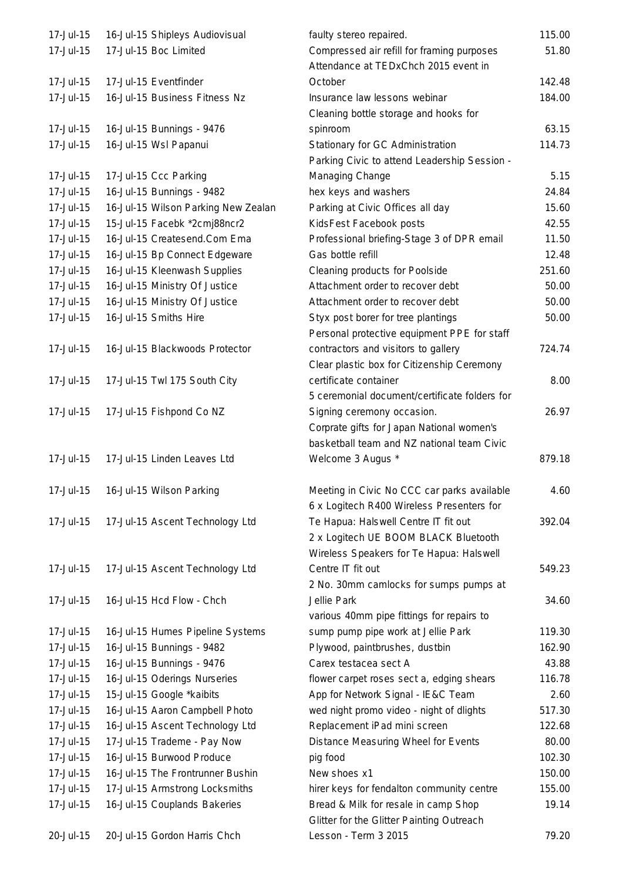| | | | |
|---|---|---|---|
| 17-Jul-15 | 16-Jul-15 Shipleys Audiovisual | faulty stereo repaired. | 115.00 |
| 17-Jul-15 | 17-Jul-15 Boc Limited | Compressed air refill for framing purposes | 51.80 |
| 17-Jul-15 | 17-Jul-15 Eventfinder | Attendance at TEDxChch 2015 event in October | 142.48 |
| 17-Jul-15 | 16-Jul-15 Business Fitness Nz | Insurance law lessons webinar | 184.00 |
| 17-Jul-15 | 16-Jul-15 Bunnings - 9476 | Cleaning bottle storage and hooks for spinroom | 63.15 |
| 17-Jul-15 | 16-Jul-15 Wsl Papanui | Stationary for GC Administration | 114.73 |
| 17-Jul-15 | 17-Jul-15 Ccc Parking | Parking Civic to attend Leadership Session - Managing Change | 5.15 |
| 17-Jul-15 | 16-Jul-15 Bunnings - 9482 | hex keys and washers | 24.84 |
| 17-Jul-15 | 16-Jul-15 Wilson Parking New Zealan | Parking at Civic Offices all day | 15.60 |
| 17-Jul-15 | 15-Jul-15 Facebk *2cmj88ncr2 | KidsFest Facebook posts | 42.55 |
| 17-Jul-15 | 16-Jul-15 Createsend.Com Ema | Professional briefing-Stage 3 of DPR email | 11.50 |
| 17-Jul-15 | 16-Jul-15 Bp Connect Edgeware | Gas bottle refill | 12.48 |
| 17-Jul-15 | 16-Jul-15 Kleenwash Supplies | Cleaning products for Poolside | 251.60 |
| 17-Jul-15 | 16-Jul-15 Ministry Of Justice | Attachment order to recover debt | 50.00 |
| 17-Jul-15 | 16-Jul-15 Ministry Of Justice | Attachment order to recover debt | 50.00 |
| 17-Jul-15 | 16-Jul-15 Smiths Hire | Styx post borer for tree plantings | 50.00 |
| 17-Jul-15 | 16-Jul-15 Blackwoods Protector | Personal protective equipment PPE for staff contractors and visitors to gallery | 724.74 |
| 17-Jul-15 | 17-Jul-15 Twl 175 South City | Clear plastic box for Citizenship Ceremony certificate container | 8.00 |
| 17-Jul-15 | 17-Jul-15 Fishpond Co NZ | 5 ceremonial document/certificate folders for Signing ceremony occasion. | 26.97 |
| 17-Jul-15 | 17-Jul-15 Linden Leaves Ltd | Corprate gifts for Japan National women's basketball team and NZ national team Civic Welcome 3 Augus * | 879.18 |
| 17-Jul-15 | 16-Jul-15 Wilson Parking | Meeting in Civic No CCC car parks available | 4.60 |
| 17-Jul-15 | 17-Jul-15 Ascent Technology Ltd | 6 x Logitech R400 Wireless Presenters for Te Hapua: Halswell Centre IT fit out | 392.04 |
| 17-Jul-15 | 17-Jul-15 Ascent Technology Ltd | 2 x Logitech UE BOOM BLACK Bluetooth Wireless Speakers for Te Hapua: Halswell Centre IT fit out | 549.23 |
| 17-Jul-15 | 16-Jul-15 Hcd Flow - Chch | 2 No. 30mm camlocks for sumps pumps at Jellie Park | 34.60 |
| 17-Jul-15 | 16-Jul-15 Humes Pipeline Systems | various 40mm pipe fittings for repairs to sump pump pipe work at Jellie Park | 119.30 |
| 17-Jul-15 | 16-Jul-15 Bunnings - 9482 | Plywood, paintbrushes, dustbin | 162.90 |
| 17-Jul-15 | 16-Jul-15 Bunnings - 9476 | Carex testacea sect A | 43.88 |
| 17-Jul-15 | 16-Jul-15 Oderings Nurseries | flower carpet roses sect a, edging shears | 116.78 |
| 17-Jul-15 | 15-Jul-15 Google *kaibits | App for Network Signal - IE&C Team | 2.60 |
| 17-Jul-15 | 16-Jul-15 Aaron Campbell Photo | wed night promo video - night of dlights | 517.30 |
| 17-Jul-15 | 16-Jul-15 Ascent Technology Ltd | Replacement iPad mini screen | 122.68 |
| 17-Jul-15 | 17-Jul-15 Trademe - Pay Now | Distance Measuring Wheel for Events | 80.00 |
| 17-Jul-15 | 16-Jul-15 Burwood Produce | pig food | 102.30 |
| 17-Jul-15 | 16-Jul-15 The Frontrunner Bushin | New shoes x1 | 150.00 |
| 17-Jul-15 | 17-Jul-15 Armstrong Locksmiths | hirer keys for fendalton community centre | 155.00 |
| 17-Jul-15 | 16-Jul-15 Couplands Bakeries | Bread & Milk for resale in camp Shop | 19.14 |
| 20-Jul-15 | 20-Jul-15 Gordon Harris Chch | Glitter for the Glitter Painting Outreach Lesson - Term 3 2015 | 79.20 |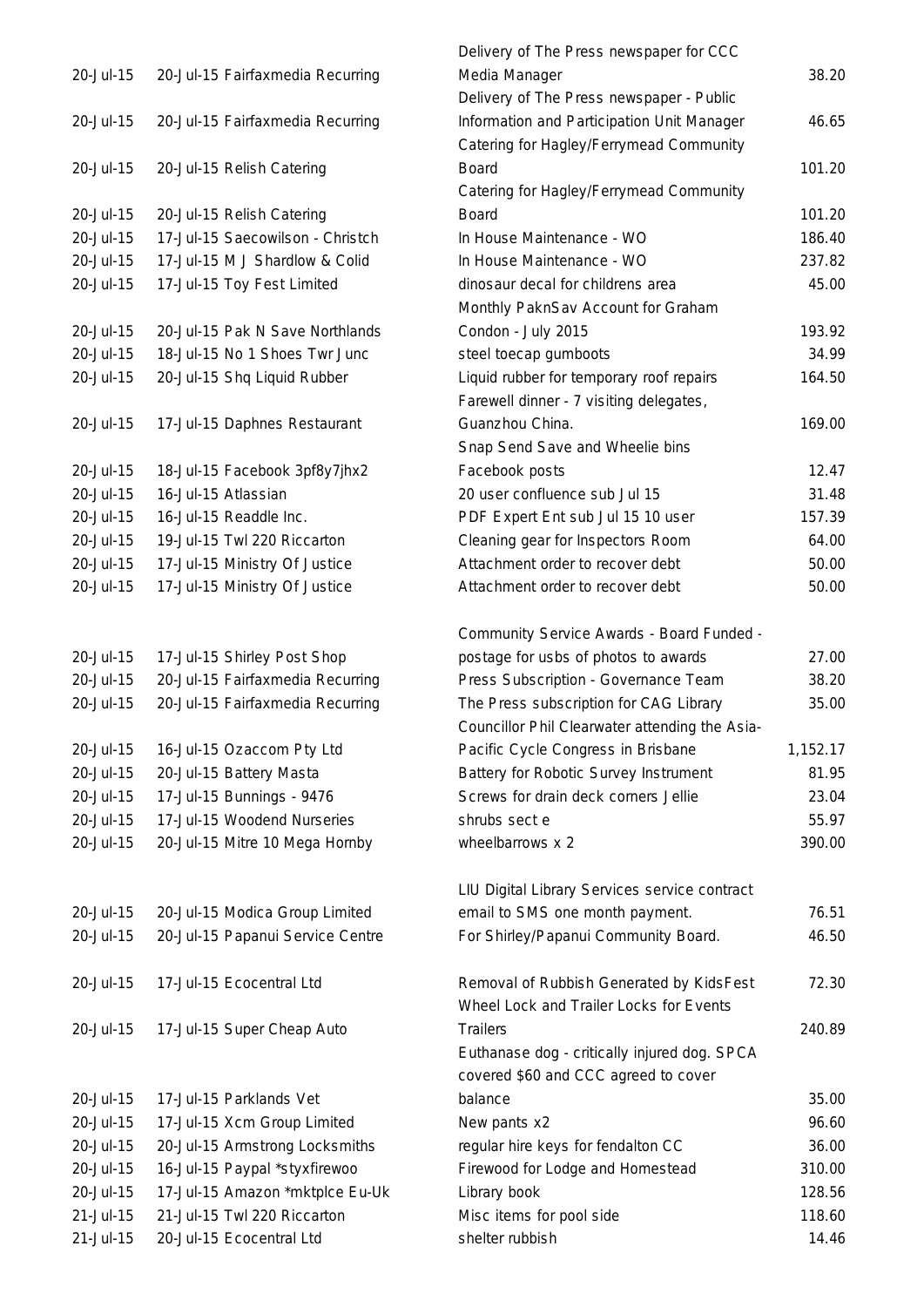| | | | |
|---|---|---|---|
| 20-Jul-15 | 20-Jul-15 Fairfaxmedia Recurring | Delivery of The Press newspaper for CCC Media Manager | 38.20 |
| 20-Jul-15 | 20-Jul-15 Fairfaxmedia Recurring | Delivery of The Press newspaper - Public Information and Participation Unit Manager | 46.65 |
| 20-Jul-15 | 20-Jul-15 Relish Catering | Catering for Hagley/Ferrymead Community Board | 101.20 |
| 20-Jul-15 | 20-Jul-15 Relish Catering | Catering for Hagley/Ferrymead Community Board | 101.20 |
| 20-Jul-15 | 17-Jul-15 Saecowilson - Christch | In House Maintenance - WO | 186.40 |
| 20-Jul-15 | 17-Jul-15 M J Shardlow & Colid | In House Maintenance - WO | 237.82 |
| 20-Jul-15 | 17-Jul-15 Toy Fest Limited | dinosaur decal for childrens area | 45.00 |
| 20-Jul-15 | 20-Jul-15 Pak N Save Northlands | Monthly PaknSav Account for Graham Condon - July 2015 | 193.92 |
| 20-Jul-15 | 18-Jul-15 No 1 Shoes Twr Junc | steel toecap gumboots | 34.99 |
| 20-Jul-15 | 20-Jul-15 Shq Liquid Rubber | Liquid rubber for temporary roof repairs | 164.50 |
| 20-Jul-15 | 17-Jul-15 Daphnes Restaurant | Farewell dinner - 7 visiting delegates, Guanzhou China. | 169.00 |
| 20-Jul-15 | 18-Jul-15 Facebook 3pf8y7jhx2 | Snap Send Save and Wheelie bins Facebook posts | 12.47 |
| 20-Jul-15 | 16-Jul-15 Atlassian | 20 user confluence sub Jul 15 | 31.48 |
| 20-Jul-15 | 16-Jul-15 Readdle Inc. | PDF Expert Ent sub Jul 15 10 user | 157.39 |
| 20-Jul-15 | 19-Jul-15 Twl 220 Riccarton | Cleaning gear for Inspectors Room | 64.00 |
| 20-Jul-15 | 17-Jul-15 Ministry Of Justice | Attachment order to recover debt | 50.00 |
| 20-Jul-15 | 17-Jul-15 Ministry Of Justice | Attachment order to recover debt | 50.00 |
| 20-Jul-15 | 17-Jul-15 Shirley Post Shop | Community Service Awards - Board Funded - postage for usbs of photos to awards | 27.00 |
| 20-Jul-15 | 20-Jul-15 Fairfaxmedia Recurring | Press Subscription - Governance Team | 38.20 |
| 20-Jul-15 | 20-Jul-15 Fairfaxmedia Recurring | The Press subscription for CAG Library | 35.00 |
| 20-Jul-15 | 16-Jul-15 Ozaccom Pty Ltd | Councillor Phil Clearwater attending the Asia-Pacific Cycle Congress in Brisbane | 1,152.17 |
| 20-Jul-15 | 20-Jul-15 Battery Masta | Battery for Robotic Survey Instrument | 81.95 |
| 20-Jul-15 | 17-Jul-15 Bunnings - 9476 | Screws for drain deck corners Jellie | 23.04 |
| 20-Jul-15 | 17-Jul-15 Woodend Nurseries | shrubs sect e | 55.97 |
| 20-Jul-15 | 20-Jul-15 Mitre 10 Mega Hornby | wheelbarrows x 2 | 390.00 |
| 20-Jul-15 | 20-Jul-15 Modica Group Limited | LIU Digital Library Services service contract email to SMS one month payment. | 76.51 |
| 20-Jul-15 | 20-Jul-15 Papanui Service Centre | For Shirley/Papanui Community Board. | 46.50 |
| 20-Jul-15 | 17-Jul-15 Ecocentral Ltd | Removal of Rubbish Generated by KidsFest | 72.30 |
| 20-Jul-15 | 17-Jul-15 Super Cheap Auto | Wheel Lock and Trailer Locks for Events Trailers | 240.89 |
| 20-Jul-15 | 17-Jul-15 Parklands Vet | Euthanase dog - critically injured dog. SPCA covered $60 and CCC agreed to cover balance | 35.00 |
| 20-Jul-15 | 17-Jul-15 Xcm Group Limited | New pants x2 | 96.60 |
| 20-Jul-15 | 20-Jul-15 Armstrong Locksmiths | regular hire keys for fendalton CC | 36.00 |
| 20-Jul-15 | 16-Jul-15 Paypal *styxfirewoo | Firewood for Lodge and Homestead | 310.00 |
| 20-Jul-15 | 17-Jul-15 Amazon *mktplce Eu-Uk | Library book | 128.56 |
| 21-Jul-15 | 21-Jul-15 Twl 220 Riccarton | Misc items for pool side | 118.60 |
| 21-Jul-15 | 20-Jul-15 Ecocentral Ltd | shelter rubbish | 14.46 |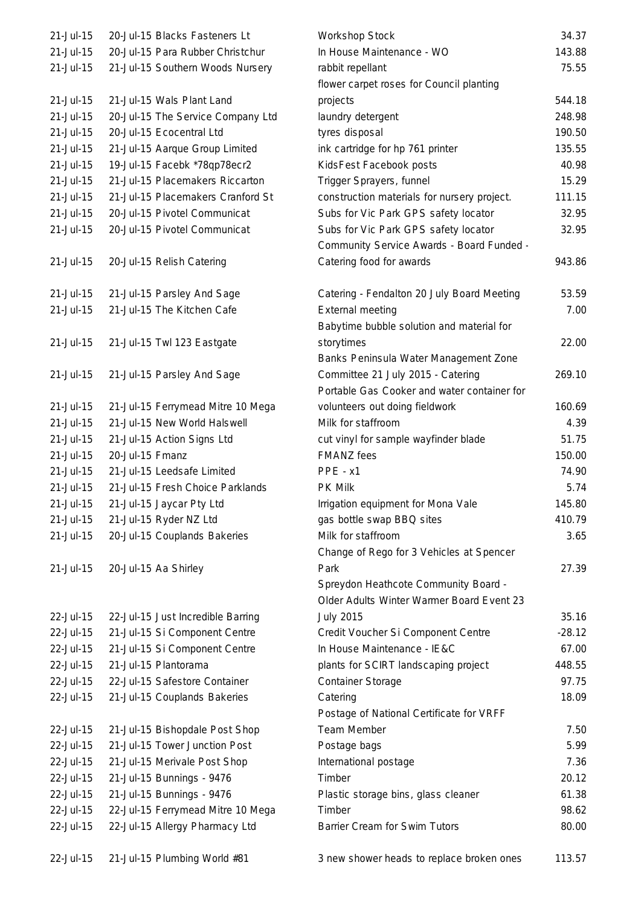| | | | |
|---|---|---|---|
| 21-Jul-15 | 20-Jul-15 Blacks Fasteners Lt | Workshop Stock | 34.37 |
| 21-Jul-15 | 20-Jul-15 Para Rubber Christchur | In House Maintenance - WO | 143.88 |
| 21-Jul-15 | 21-Jul-15 Southern Woods Nursery | rabbit repellant | 75.55 |
| 21-Jul-15 | 21-Jul-15 Wals Plant Land | flower carpet roses for Council planting projects | 544.18 |
| 21-Jul-15 | 20-Jul-15 The Service Company Ltd | laundry detergent | 248.98 |
| 21-Jul-15 | 20-Jul-15 Ecocentral Ltd | tyres disposal | 190.50 |
| 21-Jul-15 | 21-Jul-15 Aarque Group Limited | ink cartridge for hp 761 printer | 135.55 |
| 21-Jul-15 | 19-Jul-15 Facebk *78qp78ecr2 | KidsFest Facebook posts | 40.98 |
| 21-Jul-15 | 21-Jul-15 Placemakers Riccarton | Trigger Sprayers, funnel | 15.29 |
| 21-Jul-15 | 21-Jul-15 Placemakers Cranford St | construction materials for nursery project. | 111.15 |
| 21-Jul-15 | 20-Jul-15 Pivotel Communicat | Subs for Vic Park GPS safety locator | 32.95 |
| 21-Jul-15 | 20-Jul-15 Pivotel Communicat | Subs for Vic Park GPS safety locator | 32.95 |
| 21-Jul-15 | 20-Jul-15 Relish Catering | Community Service Awards - Board Funded - Catering food for awards | 943.86 |
| 21-Jul-15 | 21-Jul-15 Parsley And Sage | Catering - Fendalton 20 July Board Meeting | 53.59 |
| 21-Jul-15 | 21-Jul-15 The Kitchen Cafe | External meeting | 7.00 |
| 21-Jul-15 | 21-Jul-15 Twl 123 Eastgate | Babytime bubble solution and material for storytimes | 22.00 |
| 21-Jul-15 | 21-Jul-15 Parsley And Sage | Banks Peninsula Water Management Zone Committee 21 July 2015 - Catering | 269.10 |
| 21-Jul-15 | 21-Jul-15 Ferrymead Mitre 10 Mega | Portable Gas Cooker and water container for volunteers out doing fieldwork | 160.69 |
| 21-Jul-15 | 21-Jul-15 New World Halswell | Milk for staffroom | 4.39 |
| 21-Jul-15 | 21-Jul-15 Action Signs Ltd | cut vinyl for sample wayfinder blade | 51.75 |
| 21-Jul-15 | 20-Jul-15 Fmanz | FMANZ fees | 150.00 |
| 21-Jul-15 | 21-Jul-15 Leedsafe Limited | PPE - x1 | 74.90 |
| 21-Jul-15 | 21-Jul-15 Fresh Choice Parklands | PK Milk | 5.74 |
| 21-Jul-15 | 21-Jul-15 Jaycar Pty Ltd | Irrigation equipment for Mona Vale | 145.80 |
| 21-Jul-15 | 21-Jul-15 Ryder NZ Ltd | gas bottle swap BBQ sites | 410.79 |
| 21-Jul-15 | 20-Jul-15 Couplands Bakeries | Milk for staffroom | 3.65 |
| 21-Jul-15 | 20-Jul-15 Aa Shirley | Change of Rego for 3 Vehicles at Spencer Park | 27.39 |
| 22-Jul-15 | 22-Jul-15 Just Incredible Barring | Spreydon Heathcote Community Board - Older Adults Winter Warmer Board Event 23 July 2015 | 35.16 |
| 22-Jul-15 | 21-Jul-15 Si Component Centre | Credit Voucher Si Component Centre | -28.12 |
| 22-Jul-15 | 21-Jul-15 Si Component Centre | In House Maintenance - IE&C | 67.00 |
| 22-Jul-15 | 21-Jul-15 Plantorama | plants for SCIRT landscaping project | 448.55 |
| 22-Jul-15 | 22-Jul-15 Safestore Container | Container Storage | 97.75 |
| 22-Jul-15 | 21-Jul-15 Couplands Bakeries | Catering | 18.09 |
| 22-Jul-15 | 21-Jul-15 Bishopdale Post Shop | Postage of National Certificate for VRFF Team Member | 7.50 |
| 22-Jul-15 | 21-Jul-15 Tower Junction Post | Postage bags | 5.99 |
| 22-Jul-15 | 21-Jul-15 Merivale Post Shop | International postage | 7.36 |
| 22-Jul-15 | 21-Jul-15 Bunnings - 9476 | Timber | 20.12 |
| 22-Jul-15 | 21-Jul-15 Bunnings - 9476 | Plastic storage bins, glass cleaner | 61.38 |
| 22-Jul-15 | 22-Jul-15 Ferrymead Mitre 10 Mega | Timber | 98.62 |
| 22-Jul-15 | 22-Jul-15 Allergy Pharmacy Ltd | Barrier Cream for Swim Tutors | 80.00 |
| 22-Jul-15 | 21-Jul-15 Plumbing World #81 | 3 new shower heads to replace broken ones | 113.57 |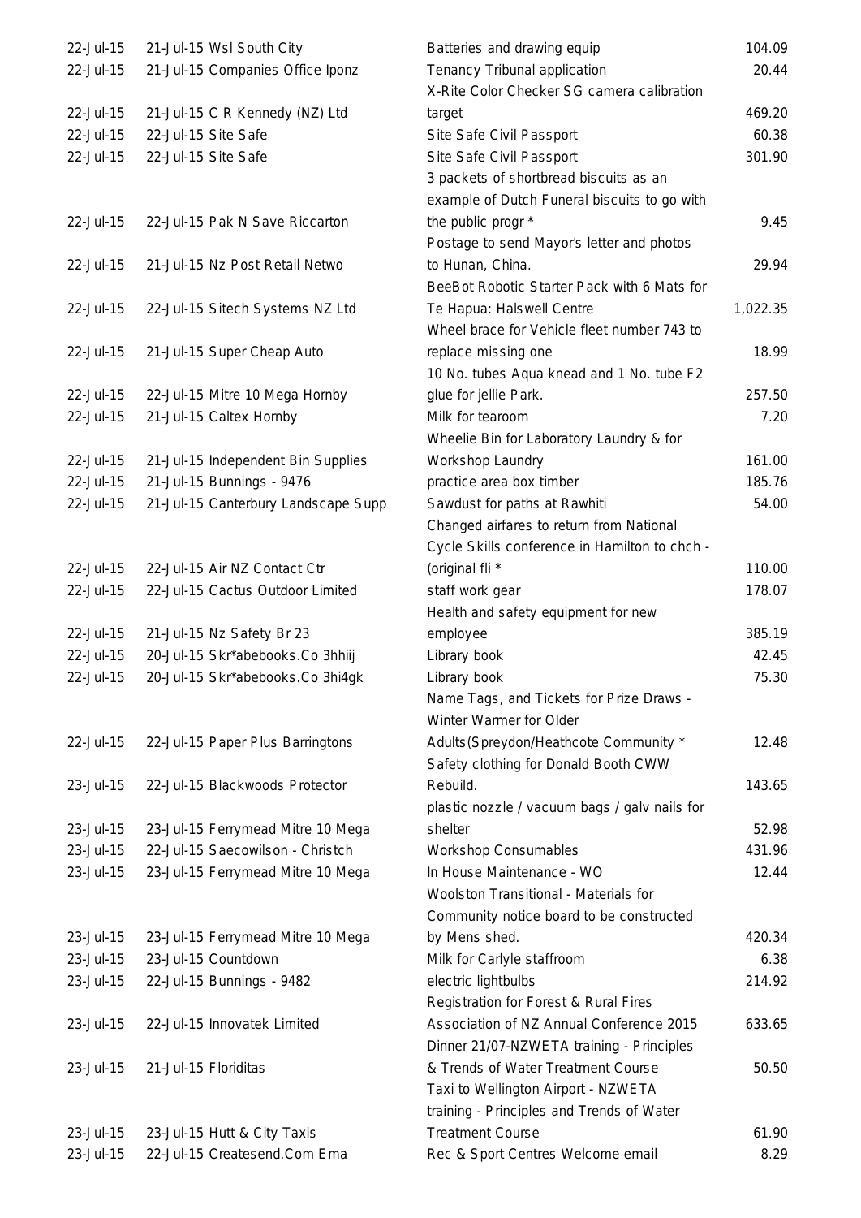| | | | |
|---|---|---|---|
| 22-Jul-15 | 21-Jul-15 Wsl South City | Batteries and drawing equip | 104.09 |
| 22-Jul-15 | 21-Jul-15 Companies Office Iponz | Tenancy Tribunal application | 20.44 |
| 22-Jul-15 | 21-Jul-15 C R Kennedy (NZ) Ltd | X-Rite Color Checker SG camera calibration target | 469.20 |
| 22-Jul-15 | 22-Jul-15 Site Safe | Site Safe Civil Passport | 60.38 |
| 22-Jul-15 | 22-Jul-15 Site Safe | Site Safe Civil Passport | 301.90 |
| 22-Jul-15 | 22-Jul-15 Pak N Save Riccarton | 3 packets of shortbread biscuits as an example of Dutch Funeral biscuits to go with the public progr * | 9.45 |
| 22-Jul-15 | 21-Jul-15 Nz Post Retail Netwo | Postage to send Mayor's letter and photos to Hunan, China. | 29.94 |
| 22-Jul-15 | 22-Jul-15 Sitech Systems NZ Ltd | BeeBot Robotic Starter Pack with 6 Mats for Te Hapua: Halswell Centre | 1,022.35 |
| 22-Jul-15 | 21-Jul-15 Super Cheap Auto | Wheel brace for Vehicle fleet number 743 to replace missing one | 18.99 |
| 22-Jul-15 | 22-Jul-15 Mitre 10 Mega Hornby | 10 No. tubes Aqua knead and 1 No. tube F2 glue for jellie Park. | 257.50 |
| 22-Jul-15 | 21-Jul-15 Caltex Hornby | Milk for tearoom | 7.20 |
| 22-Jul-15 | 21-Jul-15 Independent Bin Supplies | Wheelie Bin for Laboratory Laundry & for Workshop Laundry | 161.00 |
| 22-Jul-15 | 21-Jul-15 Bunnings - 9476 | practice area box timber | 185.76 |
| 22-Jul-15 | 21-Jul-15 Canterbury Landscape Supp | Sawdust for paths at Rawhiti | 54.00 |
| 22-Jul-15 | 22-Jul-15 Air NZ Contact Ctr | Changed airfares to return from National Cycle Skills conference in Hamilton to chch - (original fli * | 110.00 |
| 22-Jul-15 | 22-Jul-15 Cactus Outdoor Limited | staff work gear | 178.07 |
| 22-Jul-15 | 21-Jul-15 Nz Safety Br 23 | Health and safety equipment for new employee | 385.19 |
| 22-Jul-15 | 20-Jul-15 Skr*abebooks.Co 3hhiij | Library book | 42.45 |
| 22-Jul-15 | 20-Jul-15 Skr*abebooks.Co 3hi4gk | Library book | 75.30 |
| 22-Jul-15 | 22-Jul-15 Paper Plus Barringtons | Name Tags, and Tickets for Prize Draws - Winter Warmer for Older Adults(Spreydon/Heathcote Community * | 12.48 |
| 23-Jul-15 | 22-Jul-15 Blackwoods Protector | Safety clothing for Donald Booth CWW Rebuild. | 143.65 |
| 23-Jul-15 | 23-Jul-15 Ferrymead Mitre 10 Mega | plastic nozzle / vacuum bags / galv nails for shelter | 52.98 |
| 23-Jul-15 | 22-Jul-15 Saecowilson - Christch | Workshop Consumables | 431.96 |
| 23-Jul-15 | 23-Jul-15 Ferrymead Mitre 10 Mega | In House Maintenance - WO | 12.44 |
| 23-Jul-15 | 23-Jul-15 Ferrymead Mitre 10 Mega | Woolston Transitional - Materials for Community notice board to be constructed by Mens shed. | 420.34 |
| 23-Jul-15 | 23-Jul-15 Countdown | Milk for Carlyle staffroom | 6.38 |
| 23-Jul-15 | 22-Jul-15 Bunnings - 9482 | electric lightbulbs | 214.92 |
| 23-Jul-15 | 22-Jul-15 Innovatek Limited | Registration for Forest & Rural Fires Association of NZ Annual Conference 2015 | 633.65 |
| 23-Jul-15 | 21-Jul-15 Floriditas | Dinner 21/07-NZWETA training - Principles & Trends of Water Treatment Course | 50.50 |
| 23-Jul-15 | 23-Jul-15 Hutt & City Taxis | Taxi to Wellington Airport - NZWETA training - Principles and Trends of Water Treatment Course | 61.90 |
| 23-Jul-15 | 22-Jul-15 Createsend.Com Ema | Rec & Sport Centres Welcome email | 8.29 |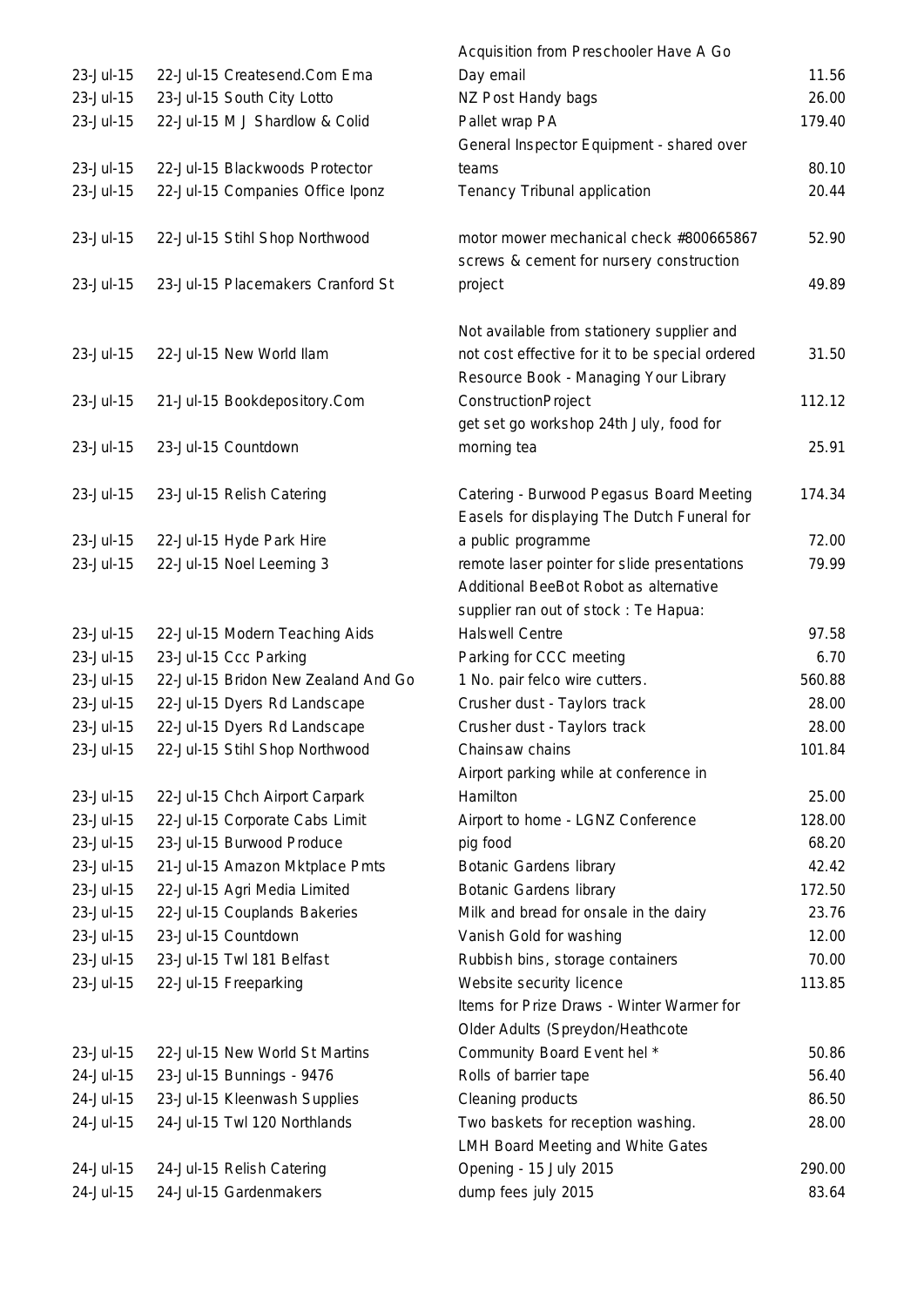| | | | |
|---|---|---|---|
| 23-Jul-15 | 22-Jul-15 Createsend.Com Ema | Acquisition from Preschooler Have A Go Day email | 11.56 |
| 23-Jul-15 | 23-Jul-15 South City Lotto | NZ Post Handy bags | 26.00 |
| 23-Jul-15 | 22-Jul-15 M J Shardlow & Colid | Pallet wrap PA | 179.40 |
| 23-Jul-15 | 22-Jul-15 Blackwoods Protector | General Inspector Equipment - shared over teams | 80.10 |
| 23-Jul-15 | 22-Jul-15 Companies Office Iponz | Tenancy Tribunal application | 20.44 |
| 23-Jul-15 | 22-Jul-15 Stihl Shop Northwood | motor mower mechanical check #800665867 | 52.90 |
| 23-Jul-15 | 23-Jul-15 Placemakers Cranford St | screws & cement for nursery construction project | 49.89 |
| 23-Jul-15 | 22-Jul-15 New World Ilam | Not available from stationery supplier and not cost effective for it to be special ordered | 31.50 |
| 23-Jul-15 | 21-Jul-15 Bookdepository.Com | Resource Book - Managing Your Library ConstructionProject | 112.12 |
| 23-Jul-15 | 23-Jul-15 Countdown | get set go workshop 24th July, food for morning tea | 25.91 |
| 23-Jul-15 | 23-Jul-15 Relish Catering | Catering - Burwood Pegasus Board Meeting | 174.34 |
| 23-Jul-15 | 22-Jul-15 Hyde Park Hire | Easels for displaying The Dutch Funeral for a public programme | 72.00 |
| 23-Jul-15 | 22-Jul-15 Noel Leeming 3 | remote laser pointer for slide presentations | 79.99 |
| 23-Jul-15 | 22-Jul-15 Modern Teaching Aids | Additional BeeBot Robot as alternative supplier ran out of stock : Te Hapua: Halswell Centre | 97.58 |
| 23-Jul-15 | 23-Jul-15 Ccc Parking | Parking for CCC meeting | 6.70 |
| 23-Jul-15 | 22-Jul-15 Bridon New Zealand And Go | 1 No. pair felco wire cutters. | 560.88 |
| 23-Jul-15 | 22-Jul-15 Dyers Rd Landscape | Crusher dust - Taylors track | 28.00 |
| 23-Jul-15 | 22-Jul-15 Dyers Rd Landscape | Crusher dust - Taylors track | 28.00 |
| 23-Jul-15 | 22-Jul-15 Stihl Shop Northwood | Chainsaw chains | 101.84 |
| 23-Jul-15 | 22-Jul-15 Chch Airport Carpark | Airport parking while at conference in Hamilton | 25.00 |
| 23-Jul-15 | 22-Jul-15 Corporate Cabs Limit | Airport to home - LGNZ Conference | 128.00 |
| 23-Jul-15 | 23-Jul-15 Burwood Produce | pig food | 68.20 |
| 23-Jul-15 | 21-Jul-15 Amazon Mktplace Pmts | Botanic Gardens library | 42.42 |
| 23-Jul-15 | 22-Jul-15 Agri Media Limited | Botanic Gardens library | 172.50 |
| 23-Jul-15 | 22-Jul-15 Couplands Bakeries | Milk and bread for onsale in the dairy | 23.76 |
| 23-Jul-15 | 23-Jul-15 Countdown | Vanish Gold for washing | 12.00 |
| 23-Jul-15 | 23-Jul-15 Twl 181 Belfast | Rubbish bins, storage containers | 70.00 |
| 23-Jul-15 | 22-Jul-15 Freeparking | Website security licence | 113.85 |
| 23-Jul-15 | 22-Jul-15 New World St Martins | Items for Prize Draws - Winter Warmer for Older Adults (Spreydon/Heathcote Community Board Event hel * | 50.86 |
| 24-Jul-15 | 23-Jul-15 Bunnings - 9476 | Rolls of barrier tape | 56.40 |
| 24-Jul-15 | 23-Jul-15 Kleenwash Supplies | Cleaning products | 86.50 |
| 24-Jul-15 | 24-Jul-15 Twl 120 Northlands | Two baskets for reception washing. | 28.00 |
| 24-Jul-15 | 24-Jul-15 Relish Catering | LMH Board Meeting and White Gates Opening - 15 July 2015 | 290.00 |
| 24-Jul-15 | 24-Jul-15 Gardenmakers | dump fees july 2015 | 83.64 |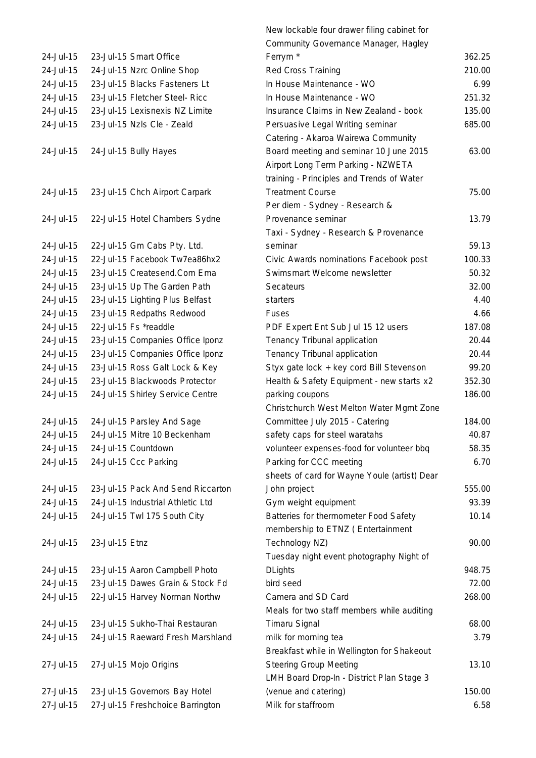| | | | |
|---|---|---|---|
| 24-Jul-15 | 23-Jul-15 Smart Office | New lockable four drawer filing cabinet for Community Governance Manager, Hagley Ferrym * | 362.25 |
| 24-Jul-15 | 24-Jul-15 Nzrc Online Shop | Red Cross Training | 210.00 |
| 24-Jul-15 | 23-Jul-15 Blacks Fasteners Lt | In House Maintenance - WO | 6.99 |
| 24-Jul-15 | 23-Jul-15 Fletcher Steel- Ricc | In House Maintenance - WO | 251.32 |
| 24-Jul-15 | 23-Jul-15 Lexisnexis NZ Limite | Insurance Claims in New Zealand - book | 135.00 |
| 24-Jul-15 | 23-Jul-15 Nzls Cle - Zeald | Persuasive Legal Writing seminar | 685.00 |
| 24-Jul-15 | 24-Jul-15 Bully Hayes | Catering - Akaroa Wairewa Community Board meeting and seminar 10 June 2015 | 63.00 |
| 24-Jul-15 | 23-Jul-15 Chch Airport Carpark | Airport Long Term Parking - NZWETA training - Principles and Trends of Water Treatment Course | 75.00 |
| 24-Jul-15 | 22-Jul-15 Hotel Chambers Sydne | Per diem - Sydney - Research & Provenance seminar | 13.79 |
| 24-Jul-15 | 22-Jul-15 Gm Cabs Pty. Ltd. | Taxi - Sydney - Research & Provenance seminar | 59.13 |
| 24-Jul-15 | 22-Jul-15 Facebook Tw7ea86hx2 | Civic Awards nominations Facebook post | 100.33 |
| 24-Jul-15 | 23-Jul-15 Createsend.Com Ema | Swimsmart Welcome newsletter | 50.32 |
| 24-Jul-15 | 23-Jul-15 Up The Garden Path | Secateurs | 32.00 |
| 24-Jul-15 | 23-Jul-15 Lighting Plus Belfast | starters | 4.40 |
| 24-Jul-15 | 23-Jul-15 Redpaths Redwood | Fuses | 4.66 |
| 24-Jul-15 | 22-Jul-15 Fs *readdle | PDF Expert Ent Sub Jul 15 12 users | 187.08 |
| 24-Jul-15 | 23-Jul-15 Companies Office Iponz | Tenancy Tribunal application | 20.44 |
| 24-Jul-15 | 23-Jul-15 Companies Office Iponz | Tenancy Tribunal application | 20.44 |
| 24-Jul-15 | 23-Jul-15 Ross Galt Lock & Key | Styx gate lock + key cord Bill Stevenson | 99.20 |
| 24-Jul-15 | 23-Jul-15 Blackwoods Protector | Health & Safety Equipment - new starts x2 | 352.30 |
| 24-Jul-15 | 24-Jul-15 Shirley Service Centre | parking coupons | 186.00 |
| 24-Jul-15 | 24-Jul-15 Parsley And Sage | Christchurch West Melton Water Mgmt Zone Committee July 2015 - Catering | 184.00 |
| 24-Jul-15 | 24-Jul-15 Mitre 10 Beckenham | safety caps for steel waratahs | 40.87 |
| 24-Jul-15 | 24-Jul-15 Countdown | volunteer expenses-food for volunteer bbq | 58.35 |
| 24-Jul-15 | 24-Jul-15 Ccc Parking | Parking for CCC meeting | 6.70 |
| 24-Jul-15 | 23-Jul-15 Pack And Send Riccarton | sheets of card for Wayne Youle (artist) Dear John project | 555.00 |
| 24-Jul-15 | 24-Jul-15 Industrial Athletic Ltd | Gym weight equipment | 93.39 |
| 24-Jul-15 | 24-Jul-15 Twl 175 South City | Batteries for thermometer Food Safety | 10.14 |
| 24-Jul-15 | 23-Jul-15 Etnz | membership to ETNZ ( Entertainment Technology NZ) | 90.00 |
| 24-Jul-15 | 23-Jul-15 Aaron Campbell Photo | Tuesday night event photography Night of DLights | 948.75 |
| 24-Jul-15 | 23-Jul-15 Dawes Grain & Stock Fd | bird seed | 72.00 |
| 24-Jul-15 | 22-Jul-15 Harvey Norman Northw | Camera and SD Card | 268.00 |
| 24-Jul-15 | 23-Jul-15 Sukho-Thai Restauran | Meals for two staff members while auditing Timaru Signal | 68.00 |
| 24-Jul-15 | 24-Jul-15 Raeward Fresh Marshland | milk for morning tea | 3.79 |
| 27-Jul-15 | 27-Jul-15 Mojo Origins | Breakfast while in Wellington for Shakeout Steering Group Meeting | 13.10 |
| 27-Jul-15 | 23-Jul-15 Governors Bay Hotel | LMH Board Drop-In - District Plan Stage 3 (venue and catering) | 150.00 |
| 27-Jul-15 | 27-Jul-15 Freshchoice Barrington | Milk for staffroom | 6.58 |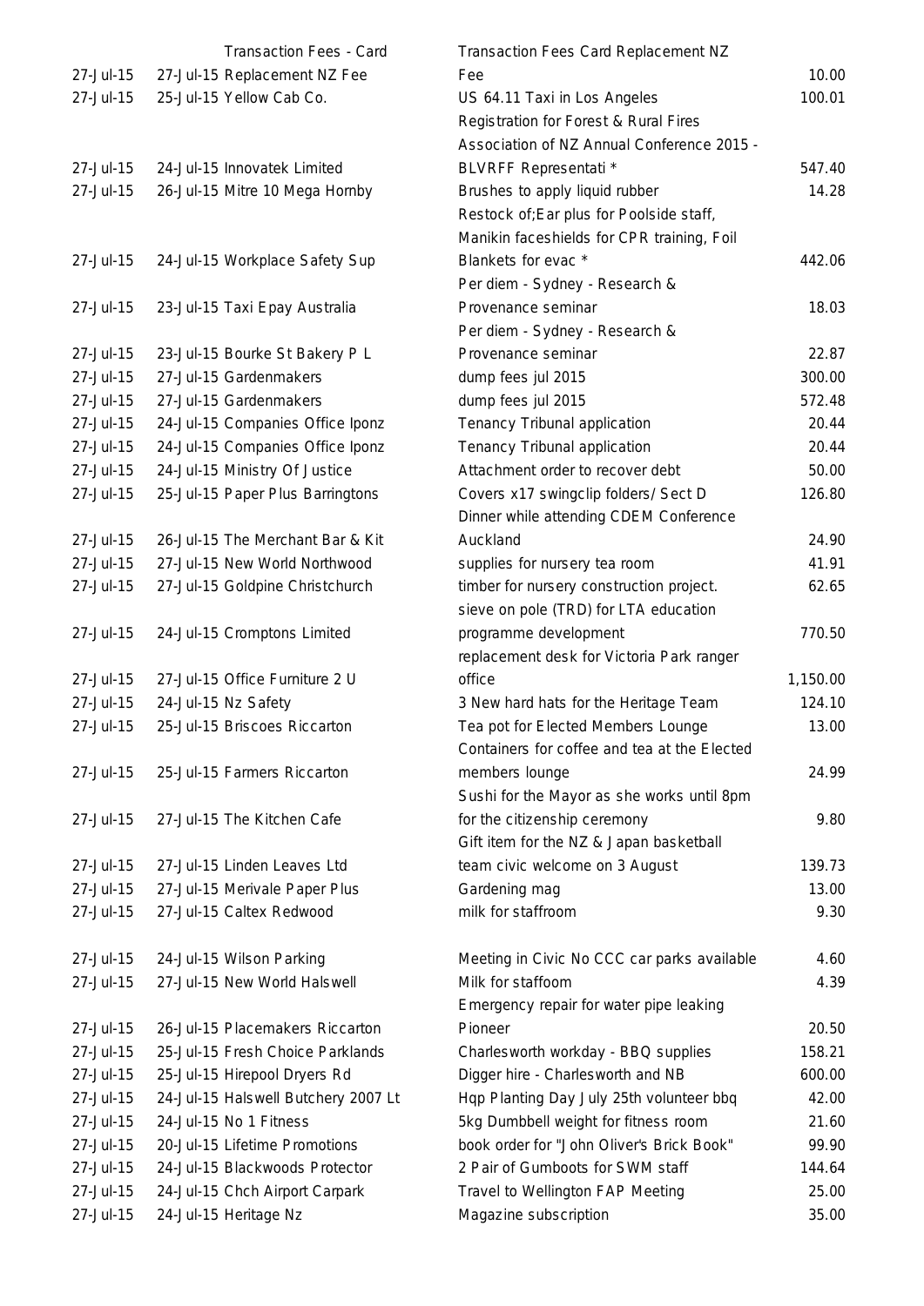| | | | |
|---|---|---|---|
| | Transaction Fees - Card | Transaction Fees Card Replacement NZ | |
| 27-Jul-15 | 27-Jul-15 Replacement NZ Fee | Fee | 10.00 |
| 27-Jul-15 | 25-Jul-15 Yellow Cab Co. | US 64.11 Taxi in Los Angeles | 100.01 |
| 27-Jul-15 | 24-Jul-15 Innovatek Limited | Registration for Forest & Rural Fires Association of NZ Annual Conference 2015 - BLVRFF Representati * | 547.40 |
| 27-Jul-15 | 26-Jul-15 Mitre 10 Mega Hornby | Brushes to apply liquid rubber | 14.28 |
| 27-Jul-15 | 24-Jul-15 Workplace Safety Sup | Restock of;Ear plus for Poolside staff, Manikin faceshields for CPR training, Foil Blankets for evac * | 442.06 |
| 27-Jul-15 | 23-Jul-15 Taxi Epay Australia | Per diem - Sydney - Research & Provenance seminar | 18.03 |
| 27-Jul-15 | 23-Jul-15 Bourke St Bakery P L | Per diem - Sydney - Research & Provenance seminar | 22.87 |
| 27-Jul-15 | 27-Jul-15 Gardenmakers | dump fees jul 2015 | 300.00 |
| 27-Jul-15 | 27-Jul-15 Gardenmakers | dump fees jul 2015 | 572.48 |
| 27-Jul-15 | 24-Jul-15 Companies Office Iponz | Tenancy Tribunal application | 20.44 |
| 27-Jul-15 | 24-Jul-15 Companies Office Iponz | Tenancy Tribunal application | 20.44 |
| 27-Jul-15 | 24-Jul-15 Ministry Of Justice | Attachment order to recover debt | 50.00 |
| 27-Jul-15 | 25-Jul-15 Paper Plus Barringtons | Covers x17 swingclip folders/ Sect D | 126.80 |
| 27-Jul-15 | 26-Jul-15 The Merchant Bar & Kit | Dinner while attending CDEM Conference Auckland | 24.90 |
| 27-Jul-15 | 27-Jul-15 New World Northwood | supplies for nursery tea room | 41.91 |
| 27-Jul-15 | 27-Jul-15 Goldpine Christchurch | timber for nursery construction project. | 62.65 |
| 27-Jul-15 | 24-Jul-15 Cromptons Limited | sieve on pole (TRD) for LTA education programme development | 770.50 |
| 27-Jul-15 | 27-Jul-15 Office Furniture 2 U | replacement desk for Victoria Park ranger office | 1,150.00 |
| 27-Jul-15 | 24-Jul-15 Nz Safety | 3 New hard hats for the Heritage Team | 124.10 |
| 27-Jul-15 | 25-Jul-15 Briscoes Riccarton | Tea pot for Elected Members Lounge | 13.00 |
| 27-Jul-15 | 25-Jul-15 Farmers Riccarton | Containers for coffee and tea at the Elected members lounge | 24.99 |
| 27-Jul-15 | 27-Jul-15 The Kitchen Cafe | Sushi for the Mayor as she works until 8pm for the citizenship ceremony | 9.80 |
| 27-Jul-15 | 27-Jul-15 Linden Leaves Ltd | Gift item for the NZ & Japan basketball team civic welcome on 3 August | 139.73 |
| 27-Jul-15 | 27-Jul-15 Merivale Paper Plus | Gardening mag | 13.00 |
| 27-Jul-15 | 27-Jul-15 Caltex Redwood | milk for staffroom | 9.30 |
| 27-Jul-15 | 24-Jul-15 Wilson Parking | Meeting in Civic No CCC car parks available | 4.60 |
| 27-Jul-15 | 27-Jul-15 New World Halswell | Milk for staffoom | 4.39 |
| 27-Jul-15 | 26-Jul-15 Placemakers Riccarton | Emergency repair for water pipe leaking Pioneer | 20.50 |
| 27-Jul-15 | 25-Jul-15 Fresh Choice Parklands | Charlesworth workday - BBQ supplies | 158.21 |
| 27-Jul-15 | 25-Jul-15 Hirepool Dryers Rd | Digger hire - Charlesworth and NB | 600.00 |
| 27-Jul-15 | 24-Jul-15 Halswell Butchery 2007 Lt | Hqp Planting Day July 25th volunteer bbq | 42.00 |
| 27-Jul-15 | 24-Jul-15 No 1 Fitness | 5kg Dumbbell weight for fitness room | 21.60 |
| 27-Jul-15 | 20-Jul-15 Lifetime Promotions | book order for "John Oliver's Brick Book" | 99.90 |
| 27-Jul-15 | 24-Jul-15 Blackwoods Protector | 2 Pair of Gumboots for SWM staff | 144.64 |
| 27-Jul-15 | 24-Jul-15 Chch Airport Carpark | Travel to Wellington FAP Meeting | 25.00 |
| 27-Jul-15 | 24-Jul-15 Heritage Nz | Magazine subscription | 35.00 |